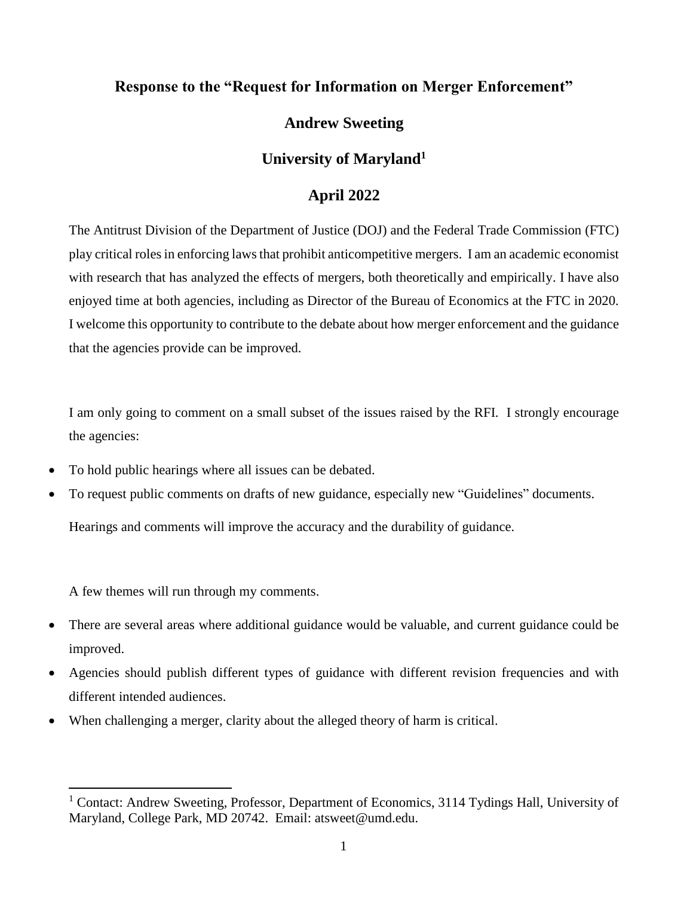# Response to the "Request for Information on Merger Enforcement"

## Andrew Sweeting

## University of Maryland[1]

## April 2022

The Antitrust Division of the Department of Justice (DOJ) and the Federal Trade Commission (FTC) play critical roles in enforcing laws that prohibit anticompetitive mergers. I am an academic economist with research that has analyzed the effects of mergers, both theoretically and empirically. I have also enjoyed time at both agencies, including as Director of the Bureau of Economics at the FTC in 2020. I welcome this opportunity to contribute to the debate about how merger enforcement and the guidance that the agencies provide can be improved.

I am only going to comment on a small subset of the issues raised by the RFI. I strongly encourage the agencies:

- To hold public hearings where all issues can be debated.
- To request public comments on drafts of new guidance, especially new "Guidelines" documents.

Hearings and comments will improve the accuracy and the durability of guidance.

A few themes will run through my comments.

- There are several areas where additional guidance would be valuable, and current guidance could be improved.
- Agencies should publish different types of guidance with different revision frequencies and with different intended audiences.
- When challenging a merger, clarity about the alleged theory of harm is critical.

---

[1] Contact: Andrew Sweeting, Professor, Department of Economics, 3114 Tydings Hall, University of Maryland, College Park, MD 20742. Email: atsweet@umd.edu.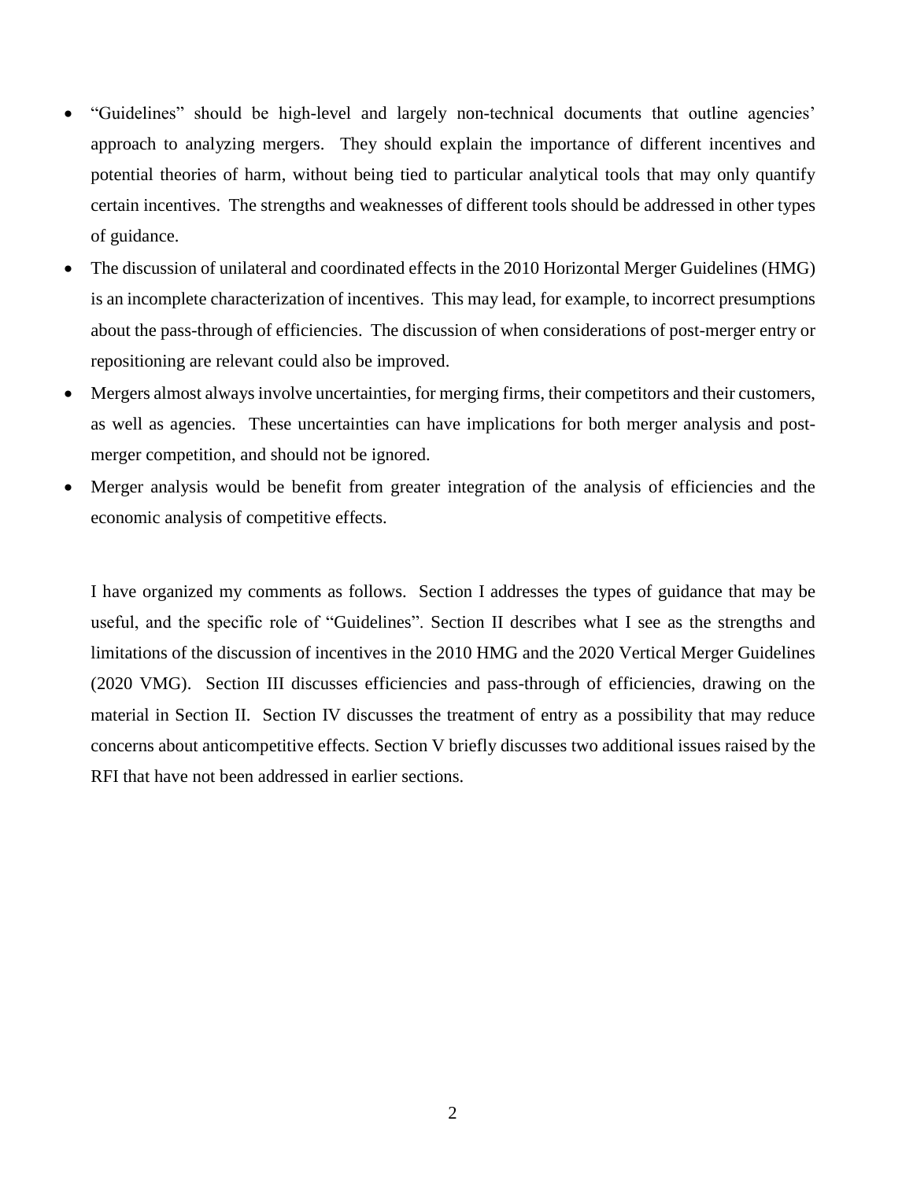- "Guidelines" should be high-level and largely non-technical documents that outline agencies' approach to analyzing mergers. They should explain the importance of different incentives and potential theories of harm, without being tied to particular analytical tools that may only quantify certain incentives. The strengths and weaknesses of different tools should be addressed in other types of guidance.
- The discussion of unilateral and coordinated effects in the 2010 Horizontal Merger Guidelines (HMG) is an incomplete characterization of incentives. This may lead, for example, to incorrect presumptions about the pass-through of efficiencies. The discussion of when considerations of post-merger entry or repositioning are relevant could also be improved.
- Mergers almost always involve uncertainties, for merging firms, their competitors and their customers, as well as agencies. These uncertainties can have implications for both merger analysis and post-merger competition, and should not be ignored.
- Merger analysis would be benefit from greater integration of the analysis of efficiencies and the economic analysis of competitive effects.

I have organized my comments as follows. Section I addresses the types of guidance that may be useful, and the specific role of "Guidelines". Section II describes what I see as the strengths and limitations of the discussion of incentives in the 2010 HMG and the 2020 Vertical Merger Guidelines (2020 VMG). Section III discusses efficiencies and pass-through of efficiencies, drawing on the material in Section II. Section IV discusses the treatment of entry as a possibility that may reduce concerns about anticompetitive effects. Section V briefly discusses two additional issues raised by the RFI that have not been addressed in earlier sections.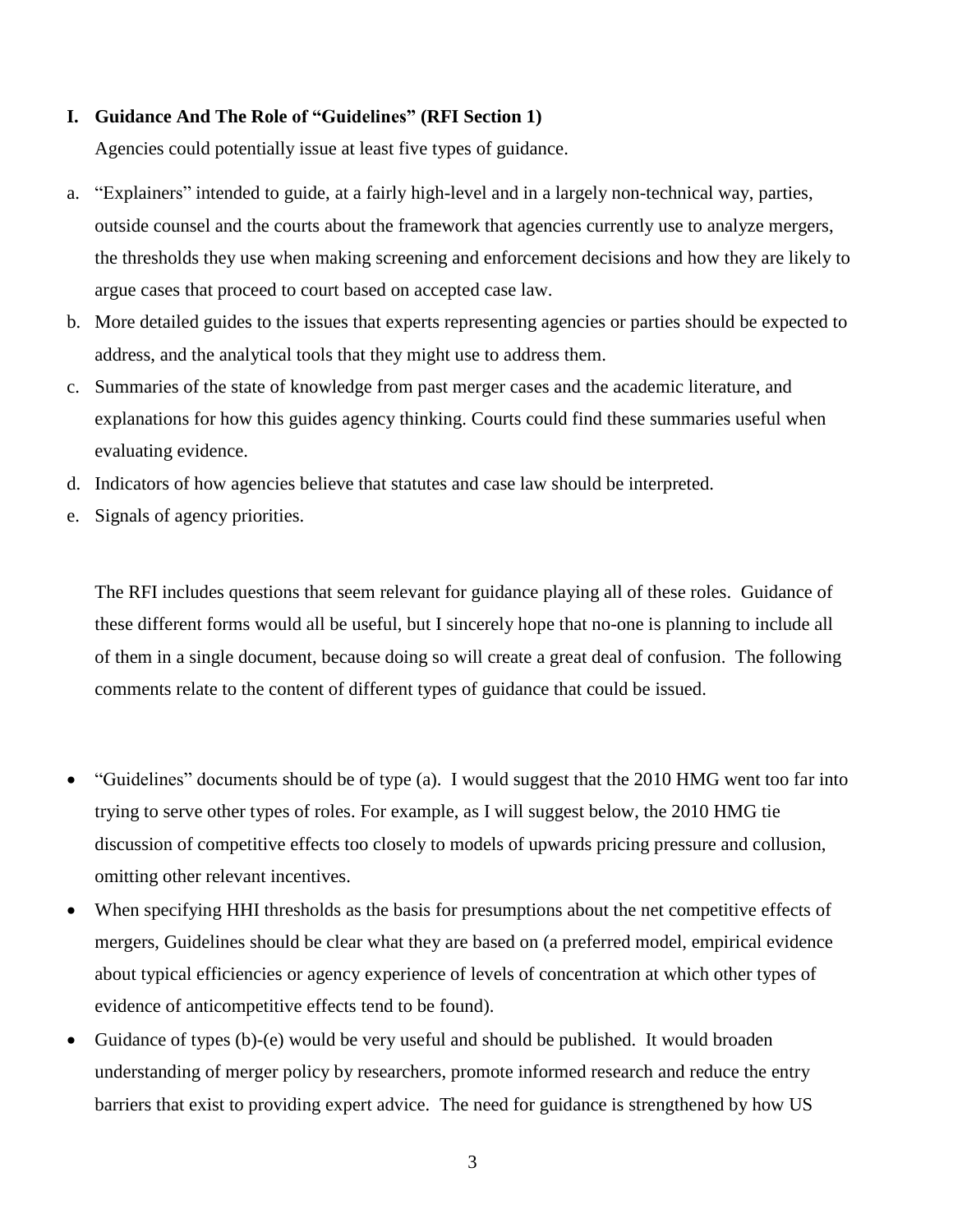## I. Guidance And The Role of "Guidelines" (RFI Section 1)

Agencies could potentially issue at least five types of guidance.

a. "Explainers" intended to guide, at a fairly high-level and in a largely non-technical way, parties, outside counsel and the courts about the framework that agencies currently use to analyze mergers, the thresholds they use when making screening and enforcement decisions and how they are likely to argue cases that proceed to court based on accepted case law.
b. More detailed guides to the issues that experts representing agencies or parties should be expected to address, and the analytical tools that they might use to address them.
c. Summaries of the state of knowledge from past merger cases and the academic literature, and explanations for how this guides agency thinking. Courts could find these summaries useful when evaluating evidence.
d. Indicators of how agencies believe that statutes and case law should be interpreted.
e. Signals of agency priorities.

The RFI includes questions that seem relevant for guidance playing all of these roles. Guidance of these different forms would all be useful, but I sincerely hope that no-one is planning to include all of them in a single document, because doing so will create a great deal of confusion. The following comments relate to the content of different types of guidance that could be issued.

- "Guidelines" documents should be of type (a). I would suggest that the 2010 HMG went too far into trying to serve other types of roles. For example, as I will suggest below, the 2010 HMG tie discussion of competitive effects too closely to models of upwards pricing pressure and collusion, omitting other relevant incentives.
- When specifying HHI thresholds as the basis for presumptions about the net competitive effects of mergers, Guidelines should be clear what they are based on (a preferred model, empirical evidence about typical efficiencies or agency experience of levels of concentration at which other types of evidence of anticompetitive effects tend to be found).
- Guidance of types (b)-(e) would be very useful and should be published. It would broaden understanding of merger policy by researchers, promote informed research and reduce the entry barriers that exist to providing expert advice. The need for guidance is strengthened by how US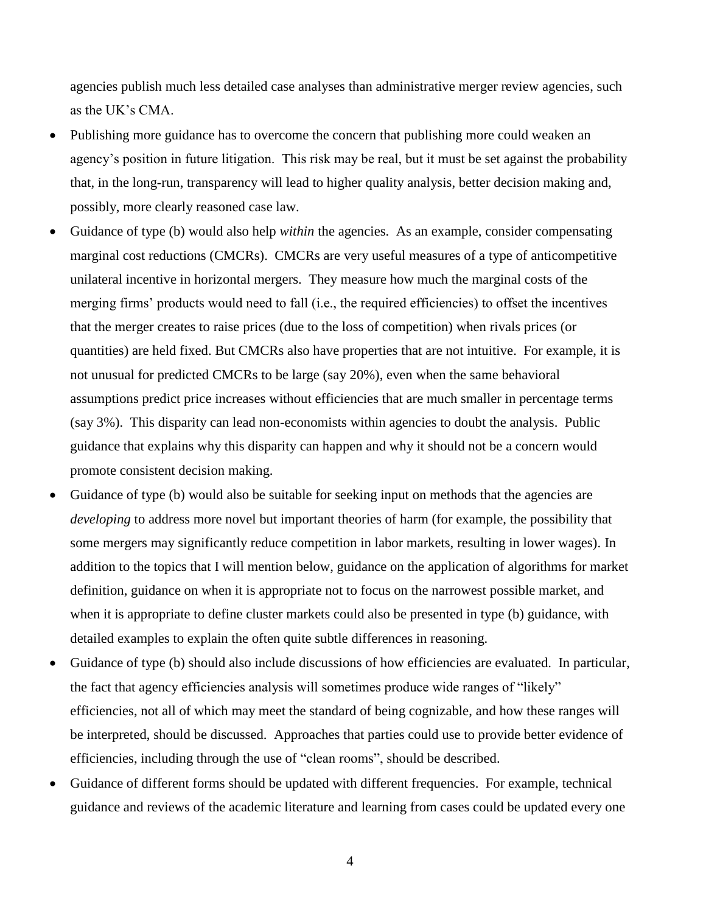agencies publish much less detailed case analyses than administrative merger review agencies, such as the UK's CMA.

- Publishing more guidance has to overcome the concern that publishing more could weaken an agency's position in future litigation. This risk may be real, but it must be set against the probability that, in the long-run, transparency will lead to higher quality analysis, better decision making and, possibly, more clearly reasoned case law.
- Guidance of type (b) would also help *within* the agencies. As an example, consider compensating marginal cost reductions (CMCRs). CMCRs are very useful measures of a type of anticompetitive unilateral incentive in horizontal mergers. They measure how much the marginal costs of the merging firms' products would need to fall (i.e., the required efficiencies) to offset the incentives that the merger creates to raise prices (due to the loss of competition) when rivals prices (or quantities) are held fixed. But CMCRs also have properties that are not intuitive. For example, it is not unusual for predicted CMCRs to be large (say 20%), even when the same behavioral assumptions predict price increases without efficiencies that are much smaller in percentage terms (say 3%). This disparity can lead non-economists within agencies to doubt the analysis. Public guidance that explains why this disparity can happen and why it should not be a concern would promote consistent decision making.
- Guidance of type (b) would also be suitable for seeking input on methods that the agencies are *developing* to address more novel but important theories of harm (for example, the possibility that some mergers may significantly reduce competition in labor markets, resulting in lower wages). In addition to the topics that I will mention below, guidance on the application of algorithms for market definition, guidance on when it is appropriate not to focus on the narrowest possible market, and when it is appropriate to define cluster markets could also be presented in type (b) guidance, with detailed examples to explain the often quite subtle differences in reasoning.
- Guidance of type (b) should also include discussions of how efficiencies are evaluated. In particular, the fact that agency efficiencies analysis will sometimes produce wide ranges of "likely" efficiencies, not all of which may meet the standard of being cognizable, and how these ranges will be interpreted, should be discussed. Approaches that parties could use to provide better evidence of efficiencies, including through the use of "clean rooms", should be described.
- Guidance of different forms should be updated with different frequencies. For example, technical guidance and reviews of the academic literature and learning from cases could be updated every one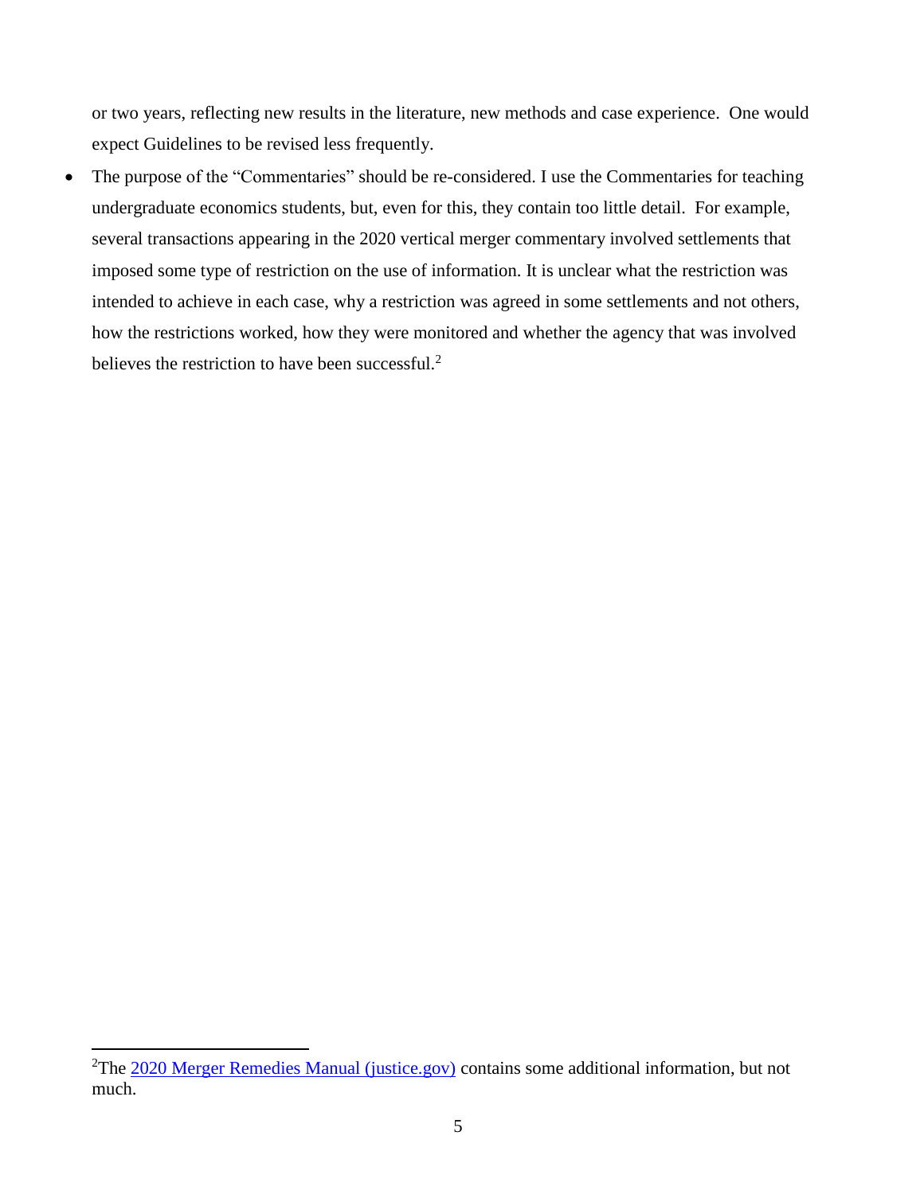or two years, reflecting new results in the literature, new methods and case experience. One would expect Guidelines to be revised less frequently.

- The purpose of the "Commentaries" should be re-considered. I use the Commentaries for teaching undergraduate economics students, but, even for this, they contain too little detail. For example, several transactions appearing in the 2020 vertical merger commentary involved settlements that imposed some type of restriction on the use of information. It is unclear what the restriction was intended to achieve in each case, why a restriction was agreed in some settlements and not others, how the restrictions worked, how they were monitored and whether the agency that was involved believes the restriction to have been successful.[2]

---

[2]The [2020 Merger Remedies Manual (justice.gov)]() contains some additional information, but not much.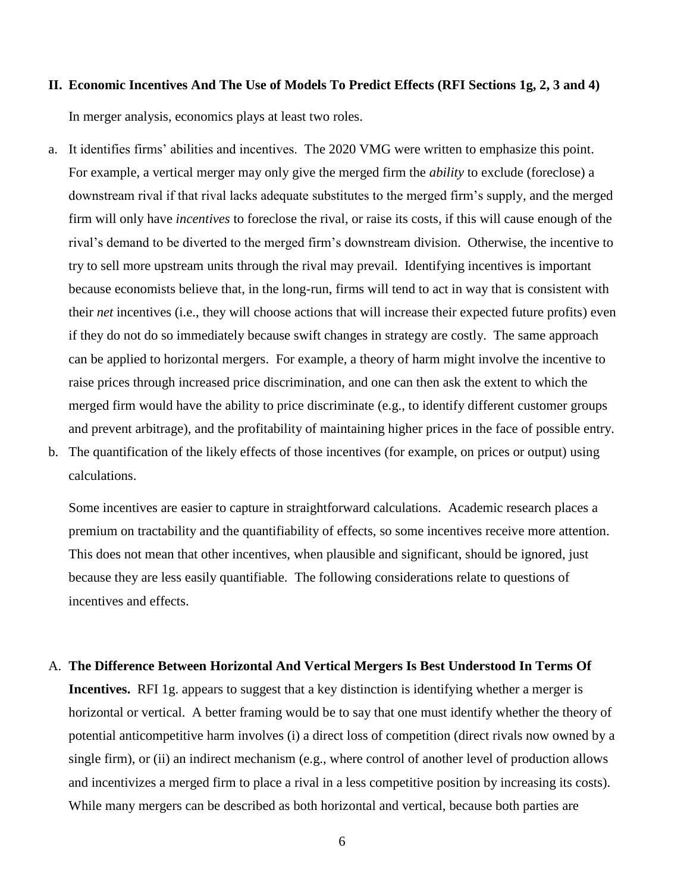## II. Economic Incentives And The Use of Models To Predict Effects (RFI Sections 1g, 2, 3 and 4)

In merger analysis, economics plays at least two roles.

a. It identifies firms' abilities and incentives. The 2020 VMG were written to emphasize this point. For example, a vertical merger may only give the merged firm the *ability* to exclude (foreclose) a downstream rival if that rival lacks adequate substitutes to the merged firm's supply, and the merged firm will only have *incentives* to foreclose the rival, or raise its costs, if this will cause enough of the rival's demand to be diverted to the merged firm's downstream division. Otherwise, the incentive to try to sell more upstream units through the rival may prevail. Identifying incentives is important because economists believe that, in the long-run, firms will tend to act in way that is consistent with their *net* incentives (i.e., they will choose actions that will increase their expected future profits) even if they do not do so immediately because swift changes in strategy are costly. The same approach can be applied to horizontal mergers. For example, a theory of harm might involve the incentive to raise prices through increased price discrimination, and one can then ask the extent to which the merged firm would have the ability to price discriminate (e.g., to identify different customer groups and prevent arbitrage), and the profitability of maintaining higher prices in the face of possible entry.

b. The quantification of the likely effects of those incentives (for example, on prices or output) using calculations.

Some incentives are easier to capture in straightforward calculations. Academic research places a premium on tractability and the quantifiability of effects, so some incentives receive more attention. This does not mean that other incentives, when plausible and significant, should be ignored, just because they are less easily quantifiable. The following considerations relate to questions of incentives and effects.

A. **The Difference Between Horizontal And Vertical Mergers Is Best Understood In Terms Of Incentives.** RFI 1g. appears to suggest that a key distinction is identifying whether a merger is horizontal or vertical. A better framing would be to say that one must identify whether the theory of potential anticompetitive harm involves (i) a direct loss of competition (direct rivals now owned by a single firm), or (ii) an indirect mechanism (e.g., where control of another level of production allows and incentivizes a merged firm to place a rival in a less competitive position by increasing its costs). While many mergers can be described as both horizontal and vertical, because both parties are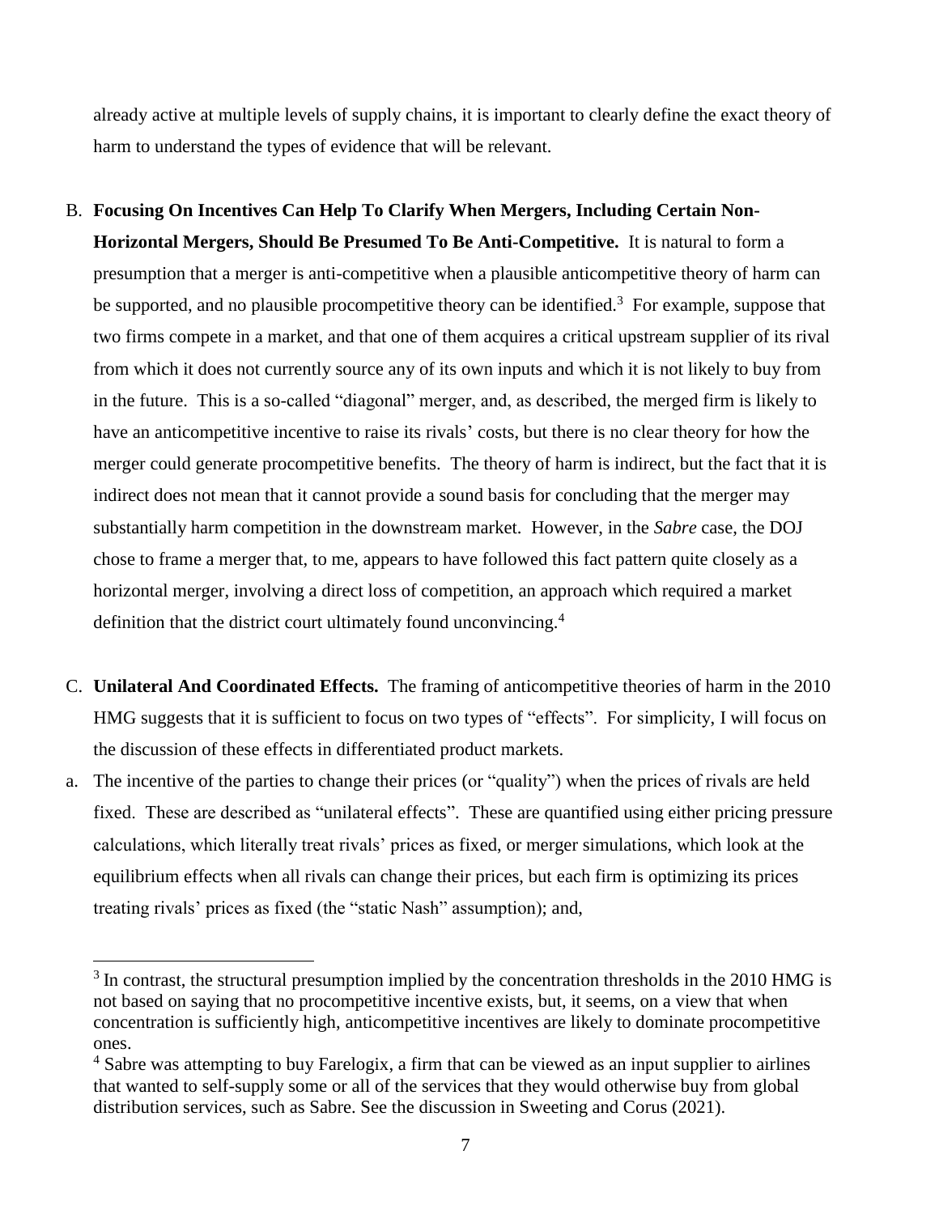already active at multiple levels of supply chains, it is important to clearly define the exact theory of harm to understand the types of evidence that will be relevant.

B. **Focusing On Incentives Can Help To Clarify When Mergers, Including Certain Non-Horizontal Mergers, Should Be Presumed To Be Anti-Competitive.** It is natural to form a presumption that a merger is anti-competitive when a plausible anticompetitive theory of harm can be supported, and no plausible procompetitive theory can be identified.[3] For example, suppose that two firms compete in a market, and that one of them acquires a critical upstream supplier of its rival from which it does not currently source any of its own inputs and which it is not likely to buy from in the future. This is a so-called "diagonal" merger, and, as described, the merged firm is likely to have an anticompetitive incentive to raise its rivals' costs, but there is no clear theory for how the merger could generate procompetitive benefits. The theory of harm is indirect, but the fact that it is indirect does not mean that it cannot provide a sound basis for concluding that the merger may substantially harm competition in the downstream market. However, in the *Sabre* case, the DOJ chose to frame a merger that, to me, appears to have followed this fact pattern quite closely as a horizontal merger, involving a direct loss of competition, an approach which required a market definition that the district court ultimately found unconvincing.[4]

C. **Unilateral And Coordinated Effects.** The framing of anticompetitive theories of harm in the 2010 HMG suggests that it is sufficient to focus on two types of "effects". For simplicity, I will focus on the discussion of these effects in differentiated product markets.

a. The incentive of the parties to change their prices (or "quality") when the prices of rivals are held fixed. These are described as "unilateral effects". These are quantified using either pricing pressure calculations, which literally treat rivals' prices as fixed, or merger simulations, which look at the equilibrium effects when all rivals can change their prices, but each firm is optimizing its prices treating rivals' prices as fixed (the "static Nash" assumption); and,

---

[3] In contrast, the structural presumption implied by the concentration thresholds in the 2010 HMG is not based on saying that no procompetitive incentive exists, but, it seems, on a view that when concentration is sufficiently high, anticompetitive incentives are likely to dominate procompetitive ones.

[4] Sabre was attempting to buy Farelogix, a firm that can be viewed as an input supplier to airlines that wanted to self-supply some or all of the services that they would otherwise buy from global distribution services, such as Sabre. See the discussion in Sweeting and Corus (2021).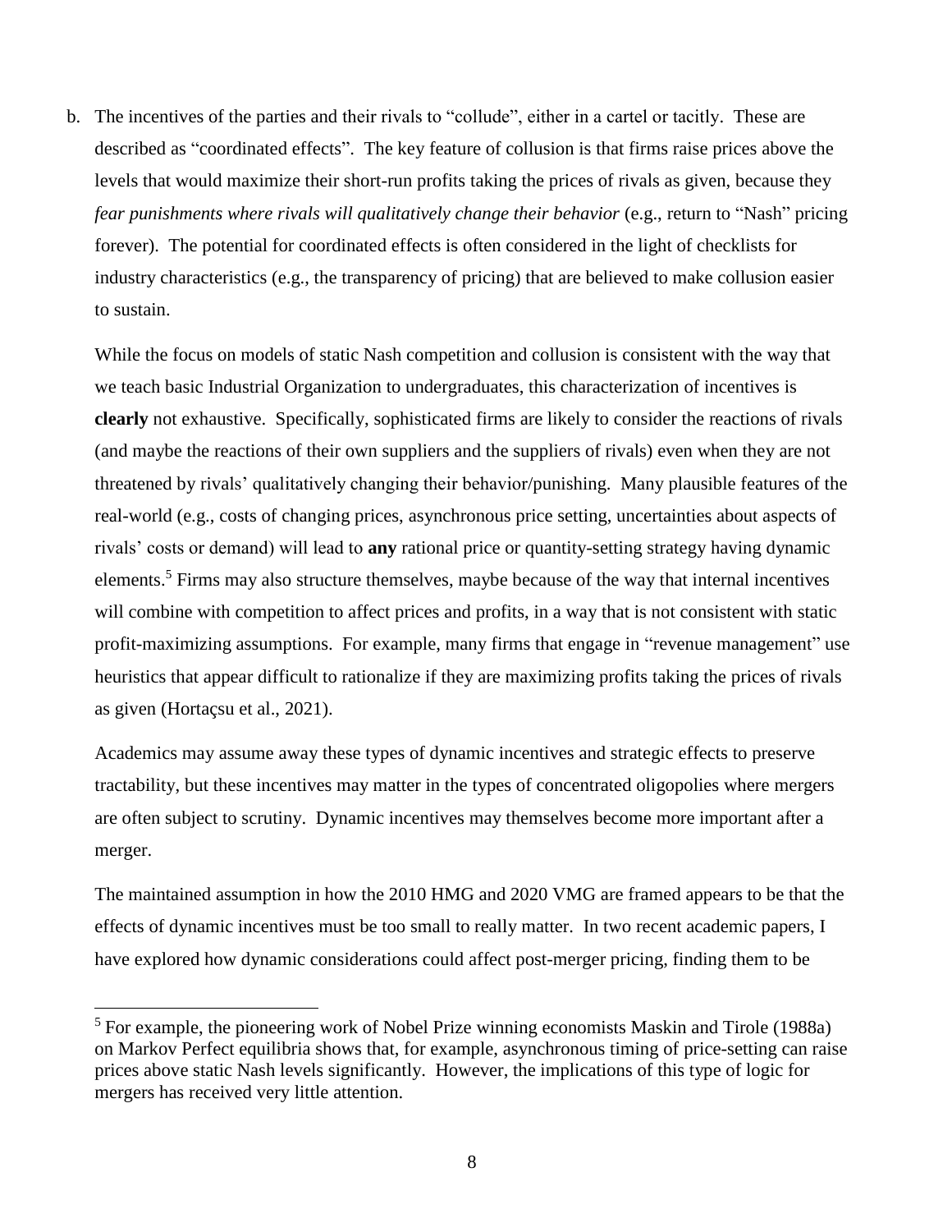b. The incentives of the parties and their rivals to "collude", either in a cartel or tacitly. These are described as "coordinated effects". The key feature of collusion is that firms raise prices above the levels that would maximize their short-run profits taking the prices of rivals as given, because they *fear punishments where rivals will qualitatively change their behavior* (e.g., return to "Nash" pricing forever). The potential for coordinated effects is often considered in the light of checklists for industry characteristics (e.g., the transparency of pricing) that are believed to make collusion easier to sustain.

While the focus on models of static Nash competition and collusion is consistent with the way that we teach basic Industrial Organization to undergraduates, this characterization of incentives is **clearly** not exhaustive. Specifically, sophisticated firms are likely to consider the reactions of rivals (and maybe the reactions of their own suppliers and the suppliers of rivals) even when they are not threatened by rivals' qualitatively changing their behavior/punishing. Many plausible features of the real-world (e.g., costs of changing prices, asynchronous price setting, uncertainties about aspects of rivals' costs or demand) will lead to **any** rational price or quantity-setting strategy having dynamic elements.[5] Firms may also structure themselves, maybe because of the way that internal incentives will combine with competition to affect prices and profits, in a way that is not consistent with static profit-maximizing assumptions. For example, many firms that engage in "revenue management" use heuristics that appear difficult to rationalize if they are maximizing profits taking the prices of rivals as given (Hortaçsu et al., 2021).

Academics may assume away these types of dynamic incentives and strategic effects to preserve tractability, but these incentives may matter in the types of concentrated oligopolies where mergers are often subject to scrutiny. Dynamic incentives may themselves become more important after a merger.

The maintained assumption in how the 2010 HMG and 2020 VMG are framed appears to be that the effects of dynamic incentives must be too small to really matter. In two recent academic papers, I have explored how dynamic considerations could affect post-merger pricing, finding them to be

[5] For example, the pioneering work of Nobel Prize winning economists Maskin and Tirole (1988a) on Markov Perfect equilibria shows that, for example, asynchronous timing of price-setting can raise prices above static Nash levels significantly. However, the implications of this type of logic for mergers has received very little attention.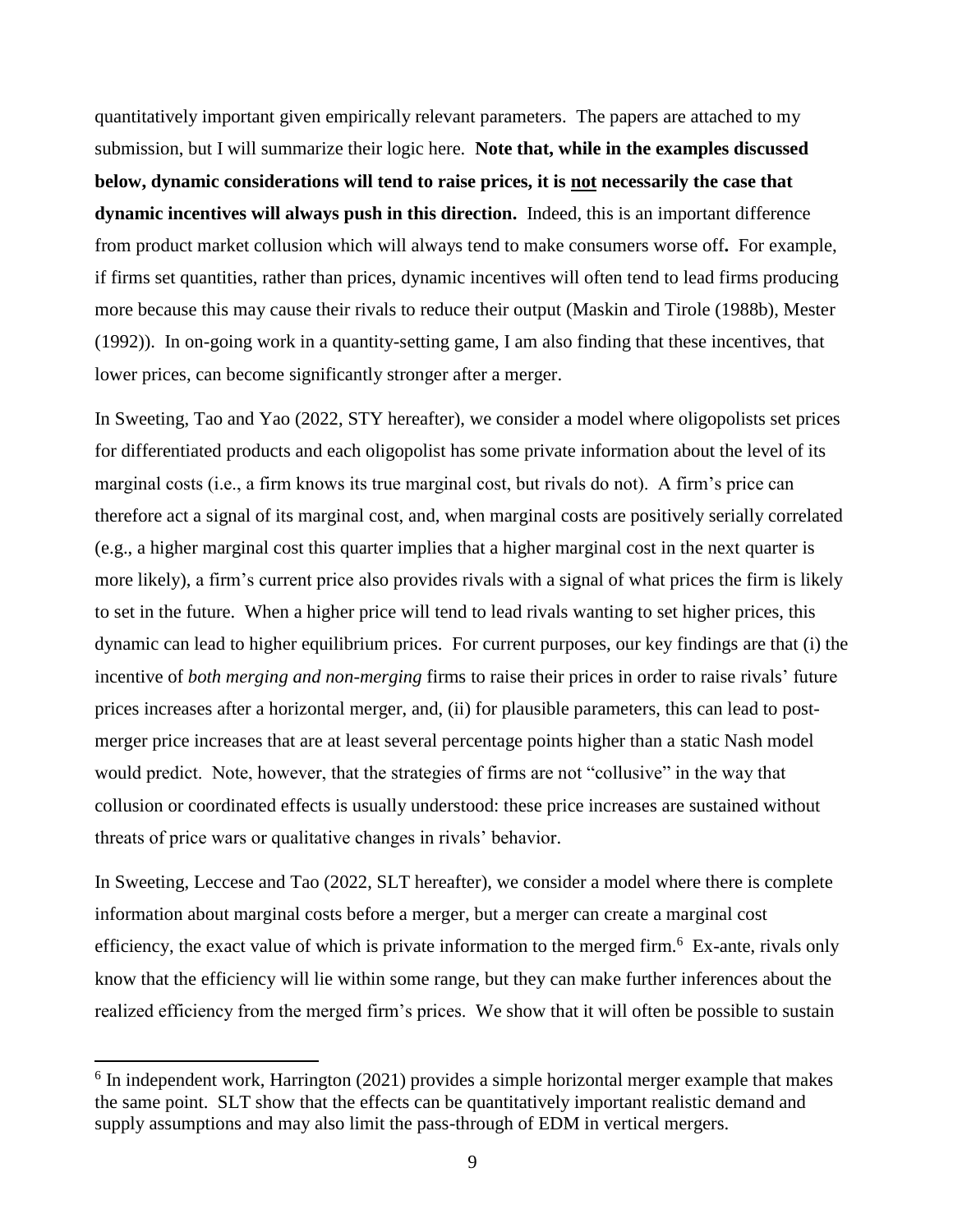quantitatively important given empirically relevant parameters. The papers are attached to my submission, but I will summarize their logic here. **Note that, while in the examples discussed below, dynamic considerations will tend to raise prices, it is <u>not</u> necessarily the case that dynamic incentives will always push in this direction.** Indeed, this is an important difference from product market collusion which will always tend to make consumers worse off**.** For example, if firms set quantities, rather than prices, dynamic incentives will often tend to lead firms producing more because this may cause their rivals to reduce their output (Maskin and Tirole (1988b), Mester (1992)). In on-going work in a quantity-setting game, I am also finding that these incentives, that lower prices, can become significantly stronger after a merger.

In Sweeting, Tao and Yao (2022, STY hereafter), we consider a model where oligopolists set prices for differentiated products and each oligopolist has some private information about the level of its marginal costs (i.e., a firm knows its true marginal cost, but rivals do not). A firm's price can therefore act a signal of its marginal cost, and, when marginal costs are positively serially correlated (e.g., a higher marginal cost this quarter implies that a higher marginal cost in the next quarter is more likely), a firm's current price also provides rivals with a signal of what prices the firm is likely to set in the future. When a higher price will tend to lead rivals wanting to set higher prices, this dynamic can lead to higher equilibrium prices. For current purposes, our key findings are that (i) the incentive of *both merging and non-merging* firms to raise their prices in order to raise rivals' future prices increases after a horizontal merger, and, (ii) for plausible parameters, this can lead to post-merger price increases that are at least several percentage points higher than a static Nash model would predict. Note, however, that the strategies of firms are not "collusive" in the way that collusion or coordinated effects is usually understood: these price increases are sustained without threats of price wars or qualitative changes in rivals' behavior.

In Sweeting, Leccese and Tao (2022, SLT hereafter), we consider a model where there is complete information about marginal costs before a merger, but a merger can create a marginal cost efficiency, the exact value of which is private information to the merged firm.[6] Ex-ante, rivals only know that the efficiency will lie within some range, but they can make further inferences about the realized efficiency from the merged firm's prices. We show that it will often be possible to sustain

[6] In independent work, Harrington (2021) provides a simple horizontal merger example that makes the same point. SLT show that the effects can be quantitatively important realistic demand and supply assumptions and may also limit the pass-through of EDM in vertical mergers.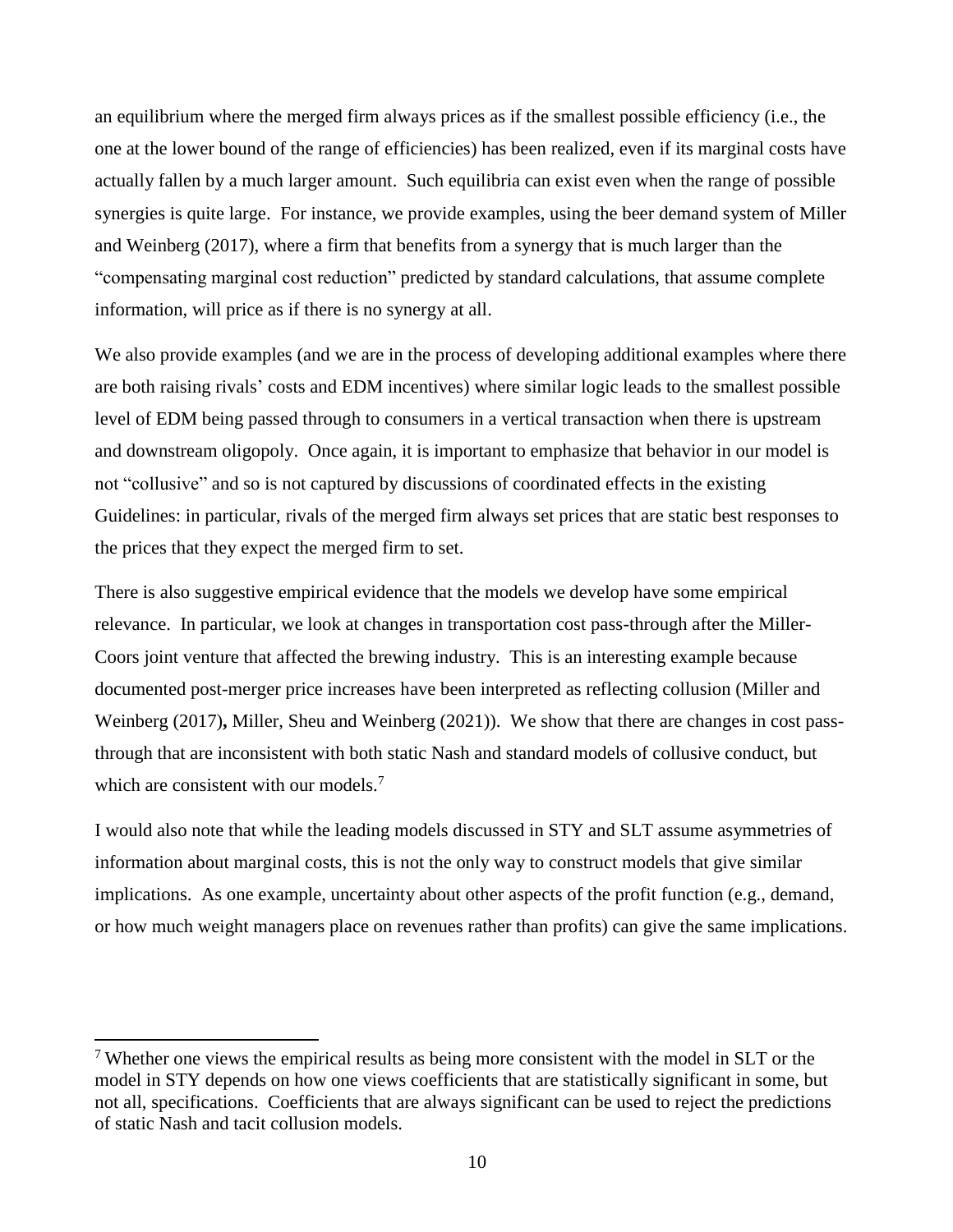an equilibrium where the merged firm always prices as if the smallest possible efficiency (i.e., the one at the lower bound of the range of efficiencies) has been realized, even if its marginal costs have actually fallen by a much larger amount. Such equilibria can exist even when the range of possible synergies is quite large. For instance, we provide examples, using the beer demand system of Miller and Weinberg (2017), where a firm that benefits from a synergy that is much larger than the "compensating marginal cost reduction" predicted by standard calculations, that assume complete information, will price as if there is no synergy at all.

We also provide examples (and we are in the process of developing additional examples where there are both raising rivals' costs and EDM incentives) where similar logic leads to the smallest possible level of EDM being passed through to consumers in a vertical transaction when there is upstream and downstream oligopoly. Once again, it is important to emphasize that behavior in our model is not "collusive" and so is not captured by discussions of coordinated effects in the existing Guidelines: in particular, rivals of the merged firm always set prices that are static best responses to the prices that they expect the merged firm to set.

There is also suggestive empirical evidence that the models we develop have some empirical relevance. In particular, we look at changes in transportation cost pass-through after the Miller-Coors joint venture that affected the brewing industry. This is an interesting example because documented post-merger price increases have been interpreted as reflecting collusion (Miller and Weinberg (2017)**,** Miller, Sheu and Weinberg (2021)). We show that there are changes in cost pass-through that are inconsistent with both static Nash and standard models of collusive conduct, but which are consistent with our models.[7]

I would also note that while the leading models discussed in STY and SLT assume asymmetries of information about marginal costs, this is not the only way to construct models that give similar implications. As one example, uncertainty about other aspects of the profit function (e.g., demand, or how much weight managers place on revenues rather than profits) can give the same implications.

[7] Whether one views the empirical results as being more consistent with the model in SLT or the model in STY depends on how one views coefficients that are statistically significant in some, but not all, specifications. Coefficients that are always significant can be used to reject the predictions of static Nash and tacit collusion models.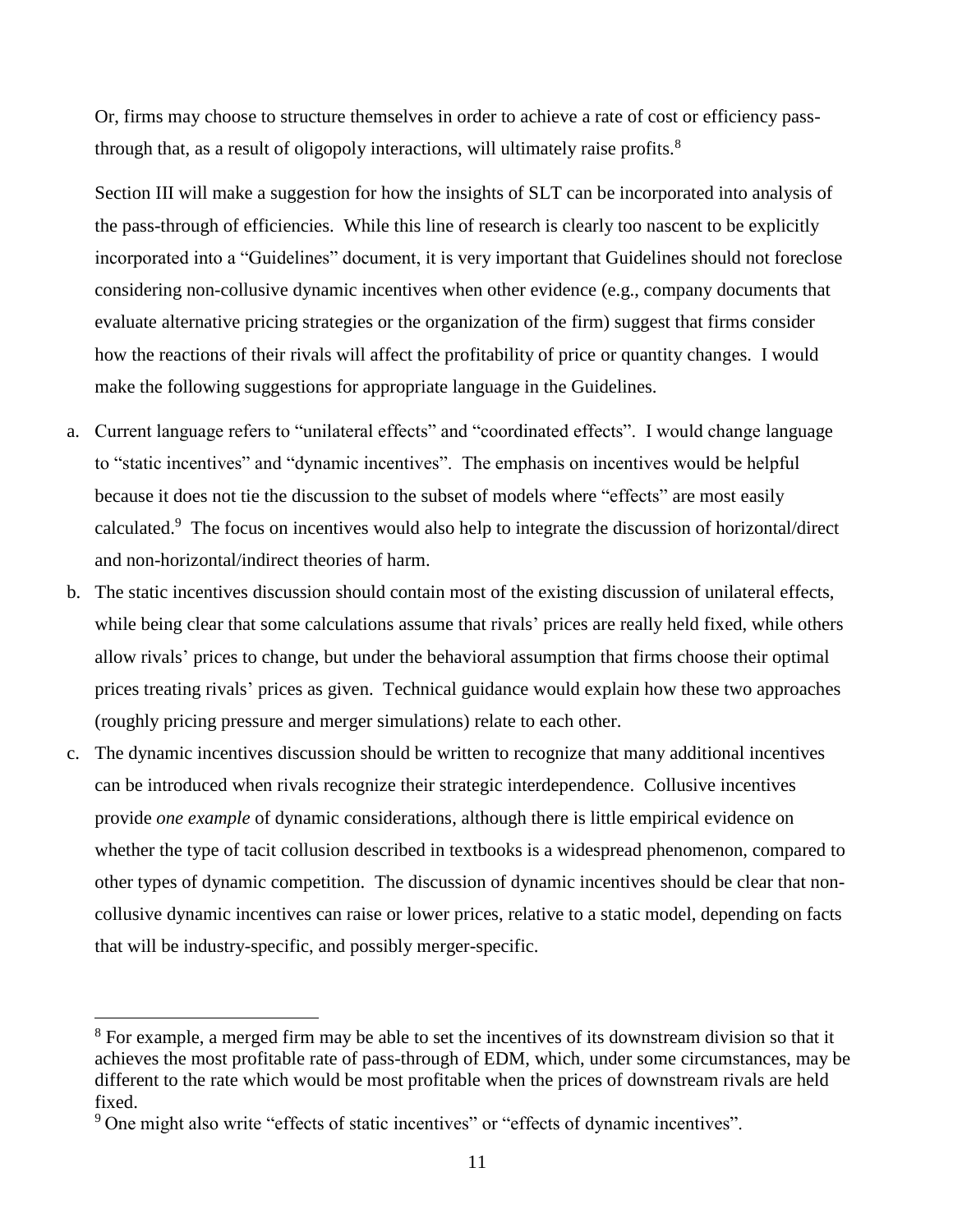Or, firms may choose to structure themselves in order to achieve a rate of cost or efficiency pass-through that, as a result of oligopoly interactions, will ultimately raise profits.[8]

Section III will make a suggestion for how the insights of SLT can be incorporated into analysis of the pass-through of efficiencies. While this line of research is clearly too nascent to be explicitly incorporated into a "Guidelines" document, it is very important that Guidelines should not foreclose considering non-collusive dynamic incentives when other evidence (e.g., company documents that evaluate alternative pricing strategies or the organization of the firm) suggest that firms consider how the reactions of their rivals will affect the profitability of price or quantity changes. I would make the following suggestions for appropriate language in the Guidelines.

a. Current language refers to "unilateral effects" and "coordinated effects". I would change language to "static incentives" and "dynamic incentives". The emphasis on incentives would be helpful because it does not tie the discussion to the subset of models where "effects" are most easily calculated.[9] The focus on incentives would also help to integrate the discussion of horizontal/direct and non-horizontal/indirect theories of harm.
b. The static incentives discussion should contain most of the existing discussion of unilateral effects, while being clear that some calculations assume that rivals' prices are really held fixed, while others allow rivals' prices to change, but under the behavioral assumption that firms choose their optimal prices treating rivals' prices as given. Technical guidance would explain how these two approaches (roughly pricing pressure and merger simulations) relate to each other.
c. The dynamic incentives discussion should be written to recognize that many additional incentives can be introduced when rivals recognize their strategic interdependence. Collusive incentives provide *one example* of dynamic considerations, although there is little empirical evidence on whether the type of tacit collusion described in textbooks is a widespread phenomenon, compared to other types of dynamic competition. The discussion of dynamic incentives should be clear that non-collusive dynamic incentives can raise or lower prices, relative to a static model, depending on facts that will be industry-specific, and possibly merger-specific.

---

[8] For example, a merged firm may be able to set the incentives of its downstream division so that it achieves the most profitable rate of pass-through of EDM, which, under some circumstances, may be different to the rate which would be most profitable when the prices of downstream rivals are held fixed.

[9] One might also write "effects of static incentives" or "effects of dynamic incentives".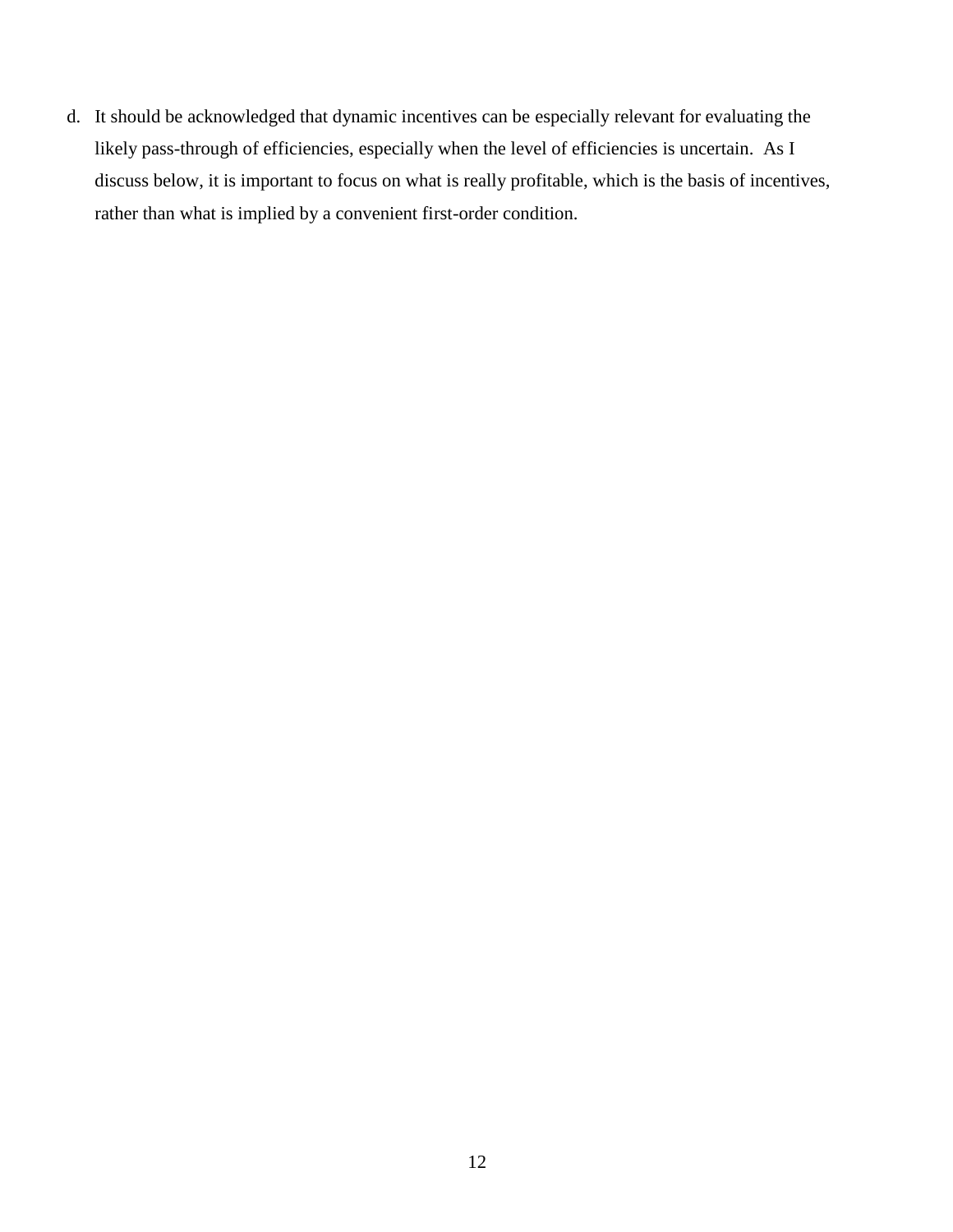d. It should be acknowledged that dynamic incentives can be especially relevant for evaluating the likely pass-through of efficiencies, especially when the level of efficiencies is uncertain. As I discuss below, it is important to focus on what is really profitable, which is the basis of incentives, rather than what is implied by a convenient first-order condition.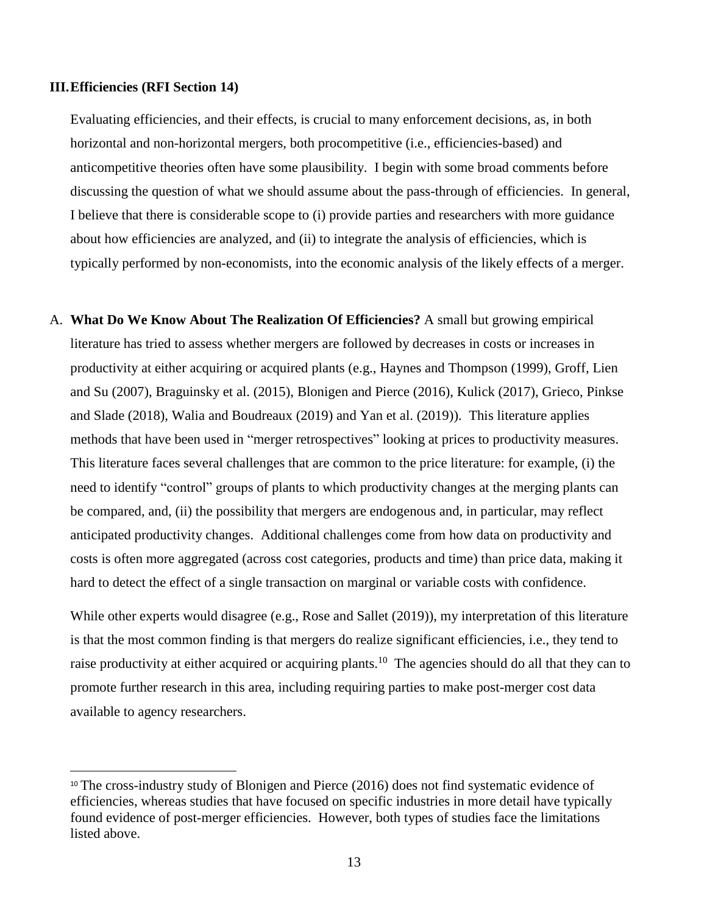## III. Efficiencies (RFI Section 14)

Evaluating efficiencies, and their effects, is crucial to many enforcement decisions, as, in both horizontal and non-horizontal mergers, both procompetitive (i.e., efficiencies-based) and anticompetitive theories often have some plausibility. I begin with some broad comments before discussing the question of what we should assume about the pass-through of efficiencies. In general, I believe that there is considerable scope to (i) provide parties and researchers with more guidance about how efficiencies are analyzed, and (ii) to integrate the analysis of efficiencies, which is typically performed by non-economists, into the economic analysis of the likely effects of a merger.

A. **What Do We Know About The Realization Of Efficiencies?** A small but growing empirical literature has tried to assess whether mergers are followed by decreases in costs or increases in productivity at either acquiring or acquired plants (e.g., Haynes and Thompson (1999), Groff, Lien and Su (2007), Braguinsky et al. (2015), Blonigen and Pierce (2016), Kulick (2017), Grieco, Pinkse and Slade (2018), Walia and Boudreaux (2019) and Yan et al. (2019)). This literature applies methods that have been used in "merger retrospectives" looking at prices to productivity measures. This literature faces several challenges that are common to the price literature: for example, (i) the need to identify "control" groups of plants to which productivity changes at the merging plants can be compared, and, (ii) the possibility that mergers are endogenous and, in particular, may reflect anticipated productivity changes. Additional challenges come from how data on productivity and costs is often more aggregated (across cost categories, products and time) than price data, making it hard to detect the effect of a single transaction on marginal or variable costs with confidence.

While other experts would disagree (e.g., Rose and Sallet (2019)), my interpretation of this literature is that the most common finding is that mergers do realize significant efficiencies, i.e., they tend to raise productivity at either acquired or acquiring plants.[10] The agencies should do all that they can to promote further research in this area, including requiring parties to make post-merger cost data available to agency researchers.

[10] The cross-industry study of Blonigen and Pierce (2016) does not find systematic evidence of efficiencies, whereas studies that have focused on specific industries in more detail have typically found evidence of post-merger efficiencies. However, both types of studies face the limitations listed above.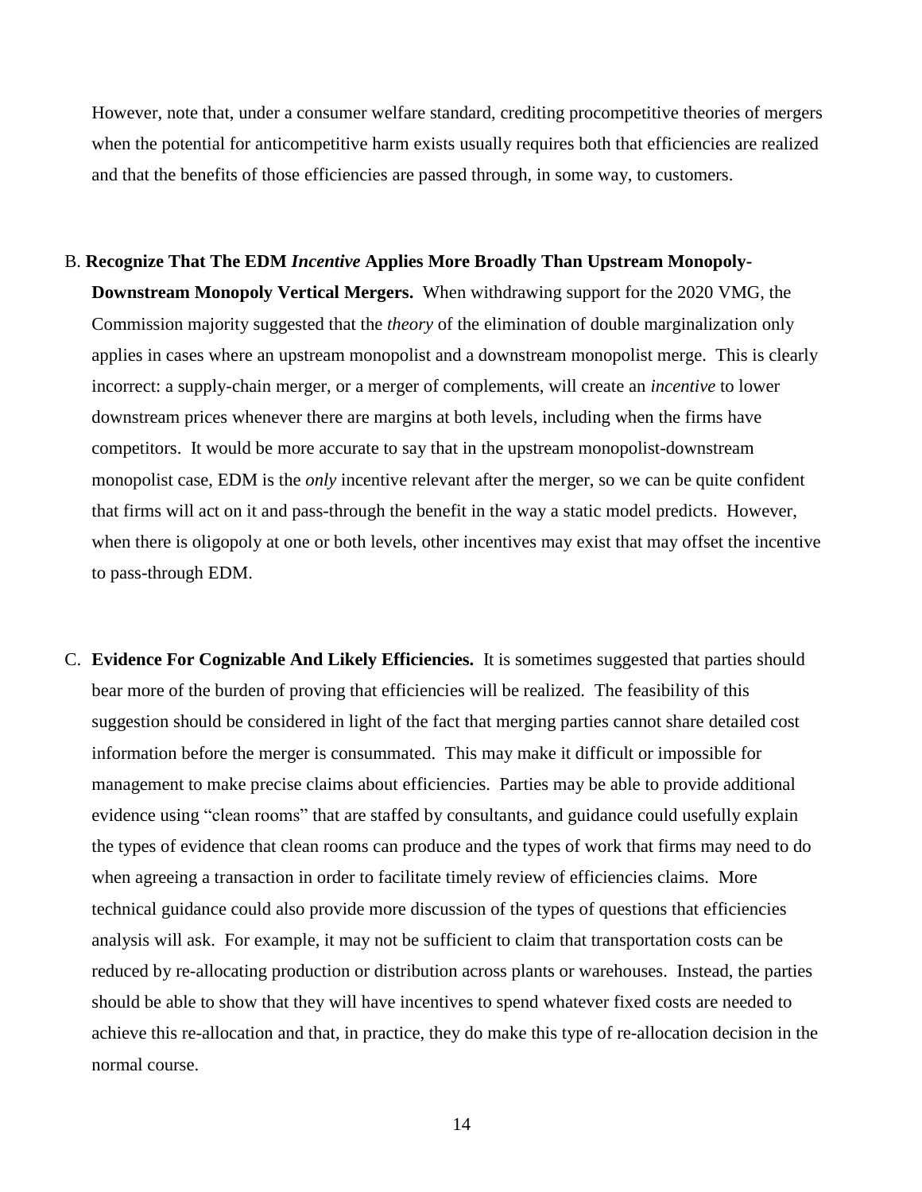However, note that, under a consumer welfare standard, crediting procompetitive theories of mergers when the potential for anticompetitive harm exists usually requires both that efficiencies are realized and that the benefits of those efficiencies are passed through, in some way, to customers.

B. **Recognize That The EDM *Incentive* Applies More Broadly Than Upstream Monopoly-Downstream Monopoly Vertical Mergers.** When withdrawing support for the 2020 VMG, the Commission majority suggested that the *theory* of the elimination of double marginalization only applies in cases where an upstream monopolist and a downstream monopolist merge. This is clearly incorrect: a supply-chain merger, or a merger of complements, will create an *incentive* to lower downstream prices whenever there are margins at both levels, including when the firms have competitors. It would be more accurate to say that in the upstream monopolist-downstream monopolist case, EDM is the *only* incentive relevant after the merger, so we can be quite confident that firms will act on it and pass-through the benefit in the way a static model predicts. However, when there is oligopoly at one or both levels, other incentives may exist that may offset the incentive to pass-through EDM.

C. **Evidence For Cognizable And Likely Efficiencies.** It is sometimes suggested that parties should bear more of the burden of proving that efficiencies will be realized. The feasibility of this suggestion should be considered in light of the fact that merging parties cannot share detailed cost information before the merger is consummated. This may make it difficult or impossible for management to make precise claims about efficiencies. Parties may be able to provide additional evidence using "clean rooms" that are staffed by consultants, and guidance could usefully explain the types of evidence that clean rooms can produce and the types of work that firms may need to do when agreeing a transaction in order to facilitate timely review of efficiencies claims. More technical guidance could also provide more discussion of the types of questions that efficiencies analysis will ask. For example, it may not be sufficient to claim that transportation costs can be reduced by re-allocating production or distribution across plants or warehouses. Instead, the parties should be able to show that they will have incentives to spend whatever fixed costs are needed to achieve this re-allocation and that, in practice, they do make this type of re-allocation decision in the normal course.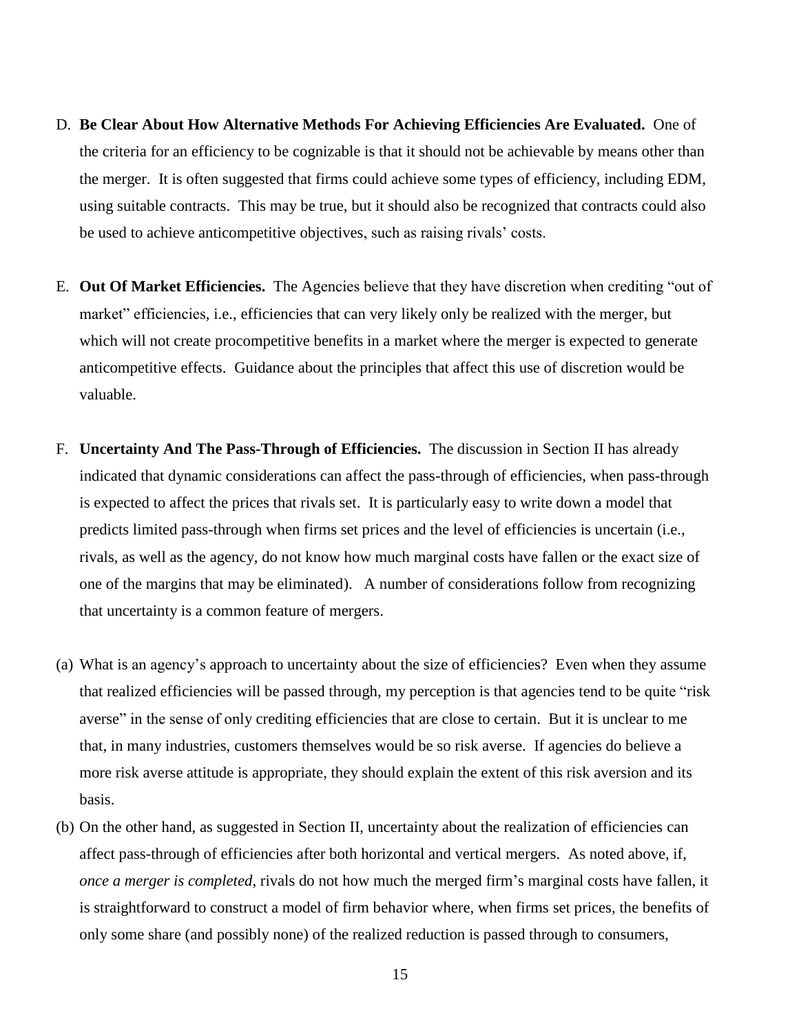D. **Be Clear About How Alternative Methods For Achieving Efficiencies Are Evaluated.** One of the criteria for an efficiency to be cognizable is that it should not be achievable by means other than the merger. It is often suggested that firms could achieve some types of efficiency, including EDM, using suitable contracts. This may be true, but it should also be recognized that contracts could also be used to achieve anticompetitive objectives, such as raising rivals' costs.

E. **Out Of Market Efficiencies.** The Agencies believe that they have discretion when crediting "out of market" efficiencies, i.e., efficiencies that can very likely only be realized with the merger, but which will not create procompetitive benefits in a market where the merger is expected to generate anticompetitive effects. Guidance about the principles that affect this use of discretion would be valuable.

F. **Uncertainty And The Pass-Through of Efficiencies.** The discussion in Section II has already indicated that dynamic considerations can affect the pass-through of efficiencies, when pass-through is expected to affect the prices that rivals set. It is particularly easy to write down a model that predicts limited pass-through when firms set prices and the level of efficiencies is uncertain (i.e., rivals, as well as the agency, do not know how much marginal costs have fallen or the exact size of one of the margins that may be eliminated). A number of considerations follow from recognizing that uncertainty is a common feature of mergers.

(a) What is an agency's approach to uncertainty about the size of efficiencies? Even when they assume that realized efficiencies will be passed through, my perception is that agencies tend to be quite "risk averse" in the sense of only crediting efficiencies that are close to certain. But it is unclear to me that, in many industries, customers themselves would be so risk averse. If agencies do believe a more risk averse attitude is appropriate, they should explain the extent of this risk aversion and its basis.

(b) On the other hand, as suggested in Section II, uncertainty about the realization of efficiencies can affect pass-through of efficiencies after both horizontal and vertical mergers. As noted above, if, *once a merger is completed*, rivals do not how much the merged firm's marginal costs have fallen, it is straightforward to construct a model of firm behavior where, when firms set prices, the benefits of only some share (and possibly none) of the realized reduction is passed through to consumers,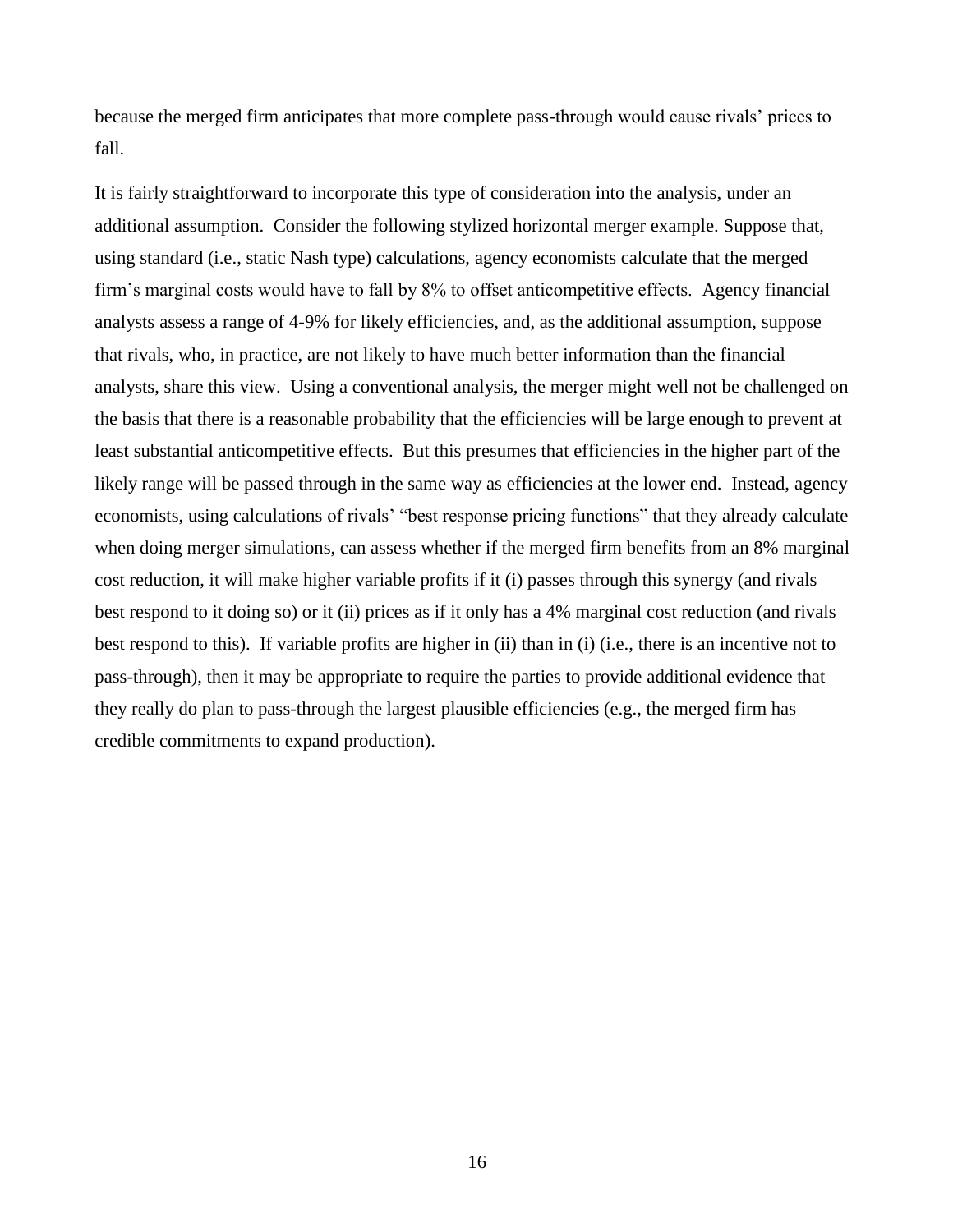because the merged firm anticipates that more complete pass-through would cause rivals' prices to fall.

It is fairly straightforward to incorporate this type of consideration into the analysis, under an additional assumption. Consider the following stylized horizontal merger example. Suppose that, using standard (i.e., static Nash type) calculations, agency economists calculate that the merged firm's marginal costs would have to fall by 8% to offset anticompetitive effects. Agency financial analysts assess a range of 4-9% for likely efficiencies, and, as the additional assumption, suppose that rivals, who, in practice, are not likely to have much better information than the financial analysts, share this view. Using a conventional analysis, the merger might well not be challenged on the basis that there is a reasonable probability that the efficiencies will be large enough to prevent at least substantial anticompetitive effects. But this presumes that efficiencies in the higher part of the likely range will be passed through in the same way as efficiencies at the lower end. Instead, agency economists, using calculations of rivals' "best response pricing functions" that they already calculate when doing merger simulations, can assess whether if the merged firm benefits from an 8% marginal cost reduction, it will make higher variable profits if it (i) passes through this synergy (and rivals best respond to it doing so) or it (ii) prices as if it only has a 4% marginal cost reduction (and rivals best respond to this). If variable profits are higher in (ii) than in (i) (i.e., there is an incentive not to pass-through), then it may be appropriate to require the parties to provide additional evidence that they really do plan to pass-through the largest plausible efficiencies (e.g., the merged firm has credible commitments to expand production).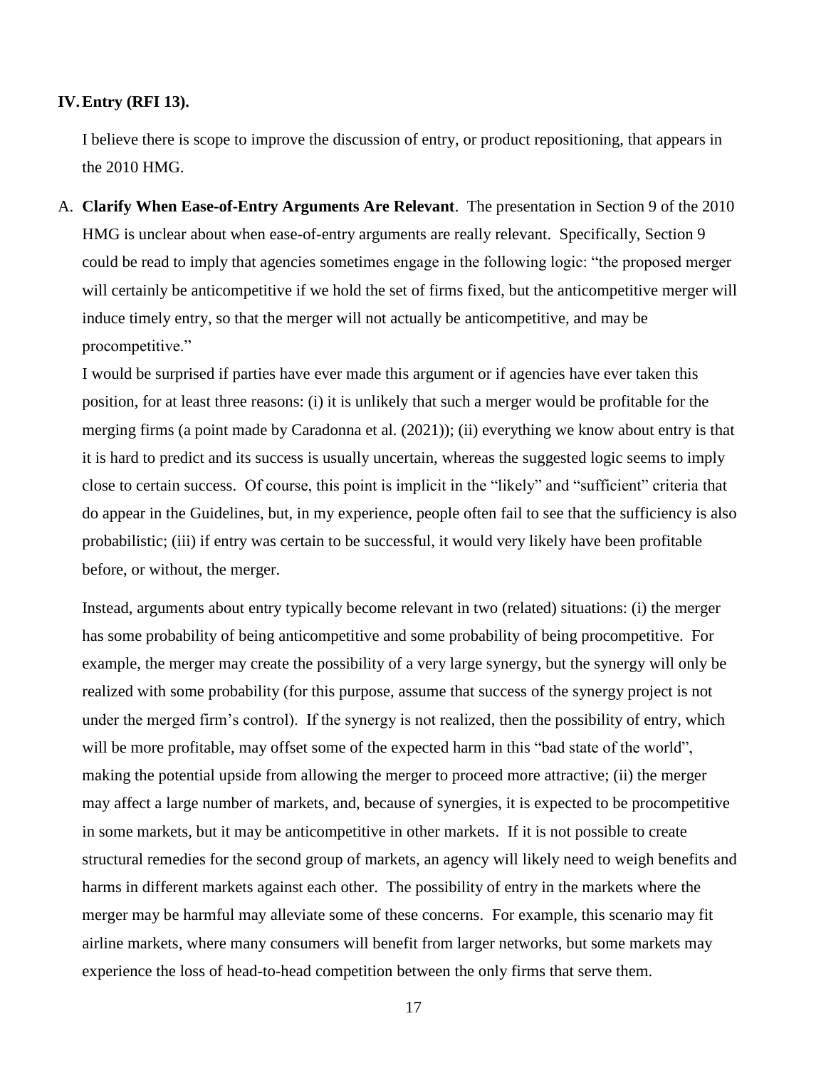## IV. Entry (RFI 13).

I believe there is scope to improve the discussion of entry, or product repositioning, that appears in the 2010 HMG.

A. **Clarify When Ease-of-Entry Arguments Are Relevant**. The presentation in Section 9 of the 2010 HMG is unclear about when ease-of-entry arguments are really relevant. Specifically, Section 9 could be read to imply that agencies sometimes engage in the following logic: "the proposed merger will certainly be anticompetitive if we hold the set of firms fixed, but the anticompetitive merger will induce timely entry, so that the merger will not actually be anticompetitive, and may be procompetitive."

I would be surprised if parties have ever made this argument or if agencies have ever taken this position, for at least three reasons: (i) it is unlikely that such a merger would be profitable for the merging firms (a point made by Caradonna et al. (2021)); (ii) everything we know about entry is that it is hard to predict and its success is usually uncertain, whereas the suggested logic seems to imply close to certain success. Of course, this point is implicit in the "likely" and "sufficient" criteria that do appear in the Guidelines, but, in my experience, people often fail to see that the sufficiency is also probabilistic; (iii) if entry was certain to be successful, it would very likely have been profitable before, or without, the merger.

Instead, arguments about entry typically become relevant in two (related) situations: (i) the merger has some probability of being anticompetitive and some probability of being procompetitive. For example, the merger may create the possibility of a very large synergy, but the synergy will only be realized with some probability (for this purpose, assume that success of the synergy project is not under the merged firm's control). If the synergy is not realized, then the possibility of entry, which will be more profitable, may offset some of the expected harm in this "bad state of the world", making the potential upside from allowing the merger to proceed more attractive; (ii) the merger may affect a large number of markets, and, because of synergies, it is expected to be procompetitive in some markets, but it may be anticompetitive in other markets. If it is not possible to create structural remedies for the second group of markets, an agency will likely need to weigh benefits and harms in different markets against each other. The possibility of entry in the markets where the merger may be harmful may alleviate some of these concerns. For example, this scenario may fit airline markets, where many consumers will benefit from larger networks, but some markets may experience the loss of head-to-head competition between the only firms that serve them.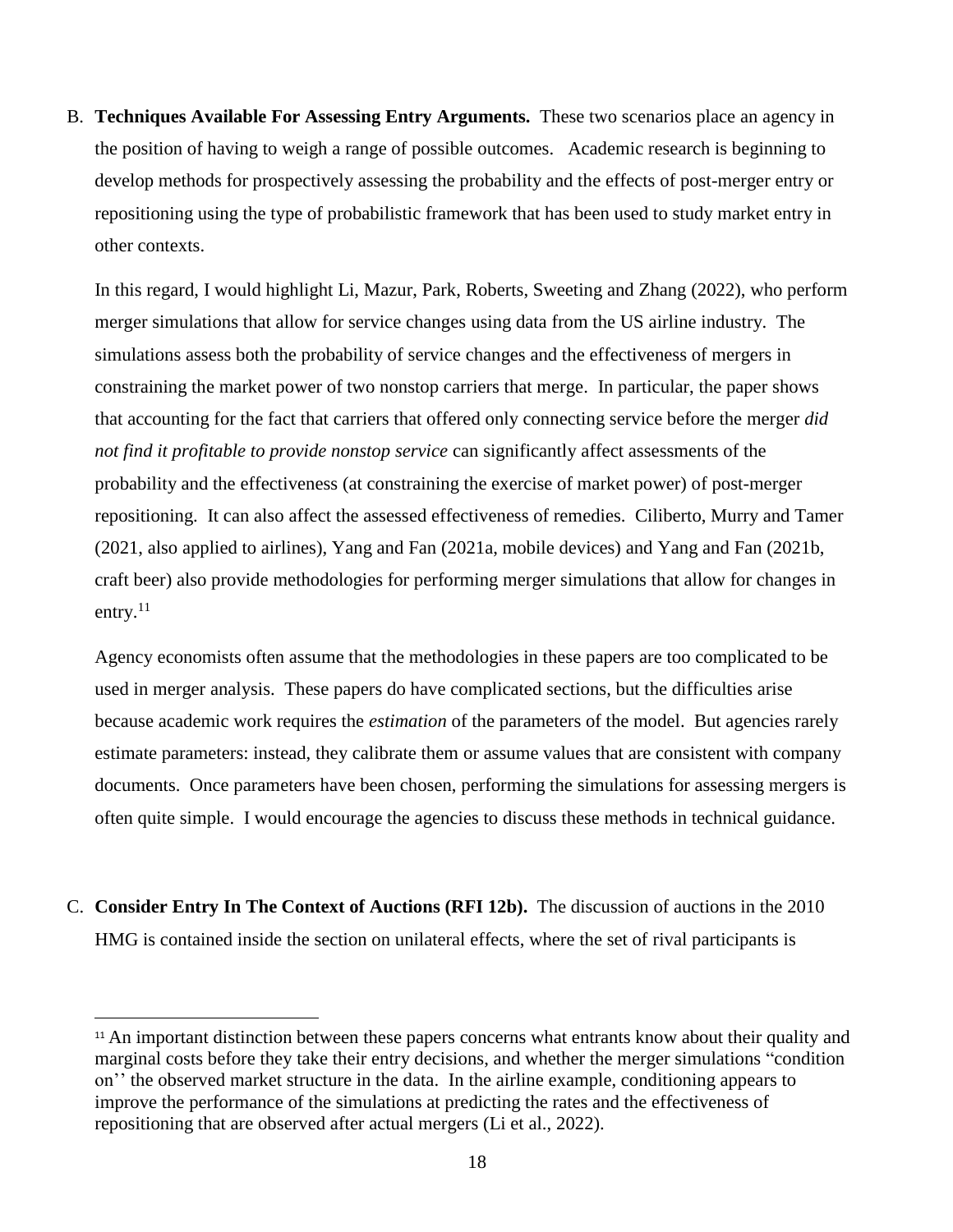B. **Techniques Available For Assessing Entry Arguments.** These two scenarios place an agency in the position of having to weigh a range of possible outcomes. Academic research is beginning to develop methods for prospectively assessing the probability and the effects of post-merger entry or repositioning using the type of probabilistic framework that has been used to study market entry in other contexts.

In this regard, I would highlight Li, Mazur, Park, Roberts, Sweeting and Zhang (2022), who perform merger simulations that allow for service changes using data from the US airline industry. The simulations assess both the probability of service changes and the effectiveness of mergers in constraining the market power of two nonstop carriers that merge. In particular, the paper shows that accounting for the fact that carriers that offered only connecting service before the merger *did not find it profitable to provide nonstop service* can significantly affect assessments of the probability and the effectiveness (at constraining the exercise of market power) of post-merger repositioning. It can also affect the assessed effectiveness of remedies. Ciliberto, Murry and Tamer (2021, also applied to airlines), Yang and Fan (2021a, mobile devices) and Yang and Fan (2021b, craft beer) also provide methodologies for performing merger simulations that allow for changes in entry.[11]

Agency economists often assume that the methodologies in these papers are too complicated to be used in merger analysis. These papers do have complicated sections, but the difficulties arise because academic work requires the *estimation* of the parameters of the model. But agencies rarely estimate parameters: instead, they calibrate them or assume values that are consistent with company documents. Once parameters have been chosen, performing the simulations for assessing mergers is often quite simple. I would encourage the agencies to discuss these methods in technical guidance.

C. **Consider Entry In The Context of Auctions (RFI 12b).** The discussion of auctions in the 2010 HMG is contained inside the section on unilateral effects, where the set of rival participants is

[11] An important distinction between these papers concerns what entrants know about their quality and marginal costs before they take their entry decisions, and whether the merger simulations "condition on'' the observed market structure in the data. In the airline example, conditioning appears to improve the performance of the simulations at predicting the rates and the effectiveness of repositioning that are observed after actual mergers (Li et al., 2022).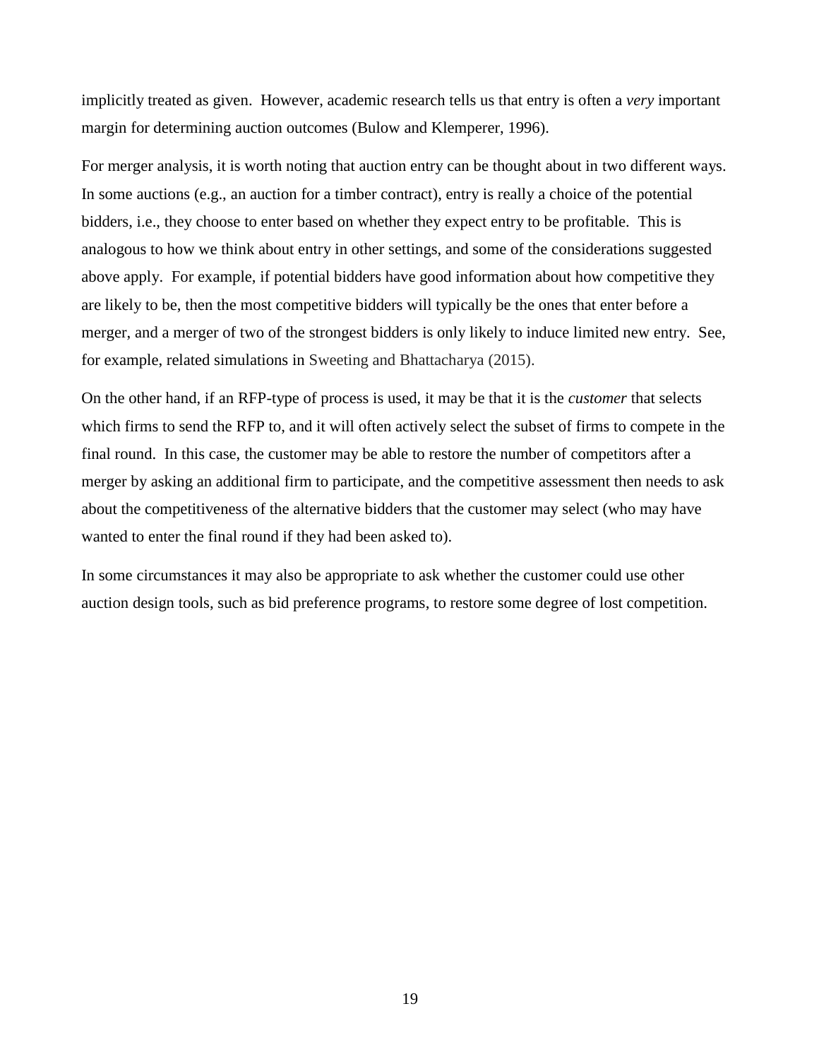implicitly treated as given. However, academic research tells us that entry is often a *very* important margin for determining auction outcomes (Bulow and Klemperer, 1996).

For merger analysis, it is worth noting that auction entry can be thought about in two different ways. In some auctions (e.g., an auction for a timber contract), entry is really a choice of the potential bidders, i.e., they choose to enter based on whether they expect entry to be profitable. This is analogous to how we think about entry in other settings, and some of the considerations suggested above apply. For example, if potential bidders have good information about how competitive they are likely to be, then the most competitive bidders will typically be the ones that enter before a merger, and a merger of two of the strongest bidders is only likely to induce limited new entry. See, for example, related simulations in Sweeting and Bhattacharya (2015).

On the other hand, if an RFP-type of process is used, it may be that it is the *customer* that selects which firms to send the RFP to, and it will often actively select the subset of firms to compete in the final round. In this case, the customer may be able to restore the number of competitors after a merger by asking an additional firm to participate, and the competitive assessment then needs to ask about the competitiveness of the alternative bidders that the customer may select (who may have wanted to enter the final round if they had been asked to).

In some circumstances it may also be appropriate to ask whether the customer could use other auction design tools, such as bid preference programs, to restore some degree of lost competition.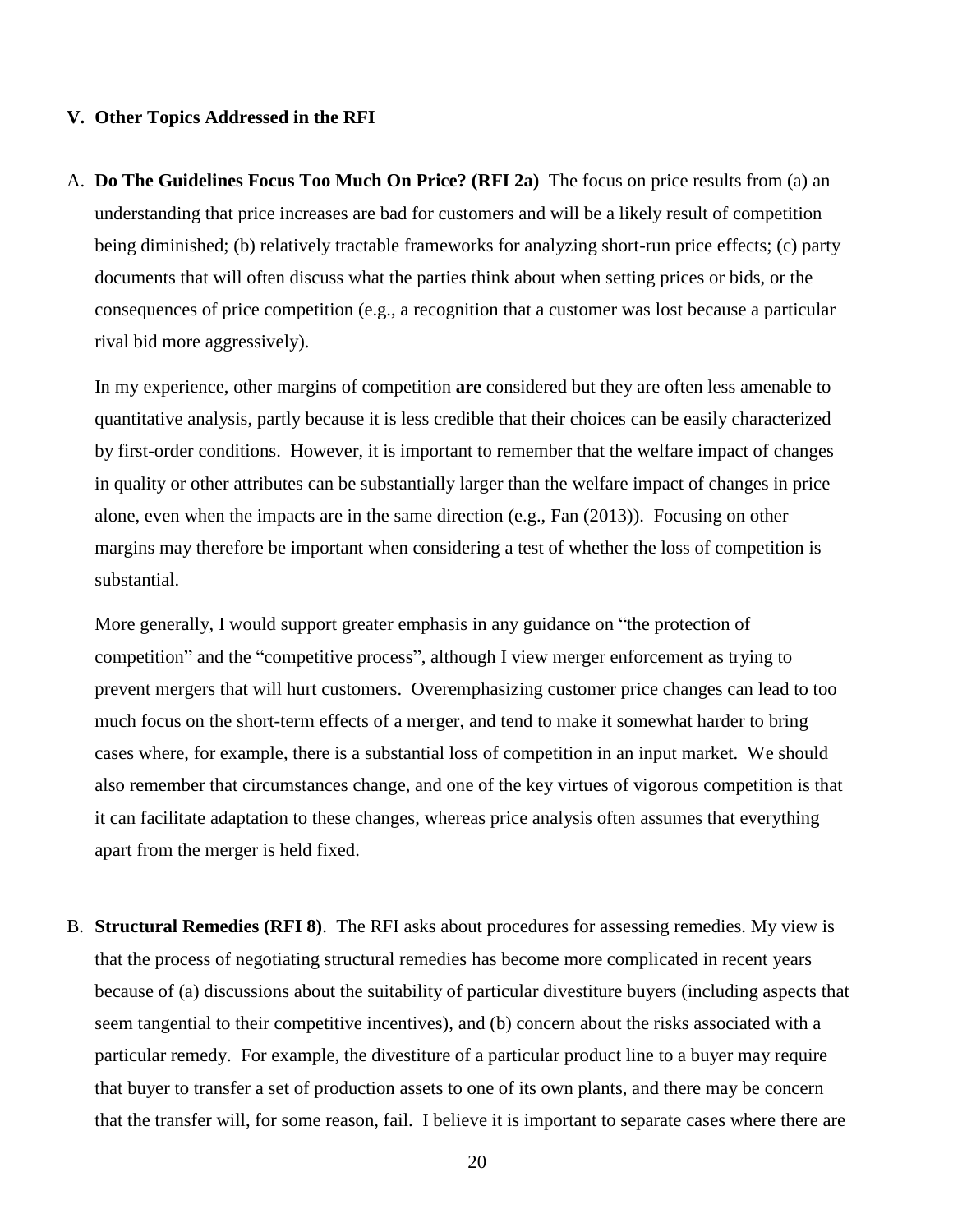## V. Other Topics Addressed in the RFI

A. **Do The Guidelines Focus Too Much On Price? (RFI 2a)** The focus on price results from (a) an understanding that price increases are bad for customers and will be a likely result of competition being diminished; (b) relatively tractable frameworks for analyzing short-run price effects; (c) party documents that will often discuss what the parties think about when setting prices or bids, or the consequences of price competition (e.g., a recognition that a customer was lost because a particular rival bid more aggressively).

   In my experience, other margins of competition **are** considered but they are often less amenable to quantitative analysis, partly because it is less credible that their choices can be easily characterized by first-order conditions. However, it is important to remember that the welfare impact of changes in quality or other attributes can be substantially larger than the welfare impact of changes in price alone, even when the impacts are in the same direction (e.g., Fan (2013)). Focusing on other margins may therefore be important when considering a test of whether the loss of competition is substantial.

   More generally, I would support greater emphasis in any guidance on "the protection of competition" and the "competitive process", although I view merger enforcement as trying to prevent mergers that will hurt customers. Overemphasizing customer price changes can lead to too much focus on the short-term effects of a merger, and tend to make it somewhat harder to bring cases where, for example, there is a substantial loss of competition in an input market. We should also remember that circumstances change, and one of the key virtues of vigorous competition is that it can facilitate adaptation to these changes, whereas price analysis often assumes that everything apart from the merger is held fixed.

B. **Structural Remedies (RFI 8)**. The RFI asks about procedures for assessing remedies. My view is that the process of negotiating structural remedies has become more complicated in recent years because of (a) discussions about the suitability of particular divestiture buyers (including aspects that seem tangential to their competitive incentives), and (b) concern about the risks associated with a particular remedy. For example, the divestiture of a particular product line to a buyer may require that buyer to transfer a set of production assets to one of its own plants, and there may be concern that the transfer will, for some reason, fail. I believe it is important to separate cases where there are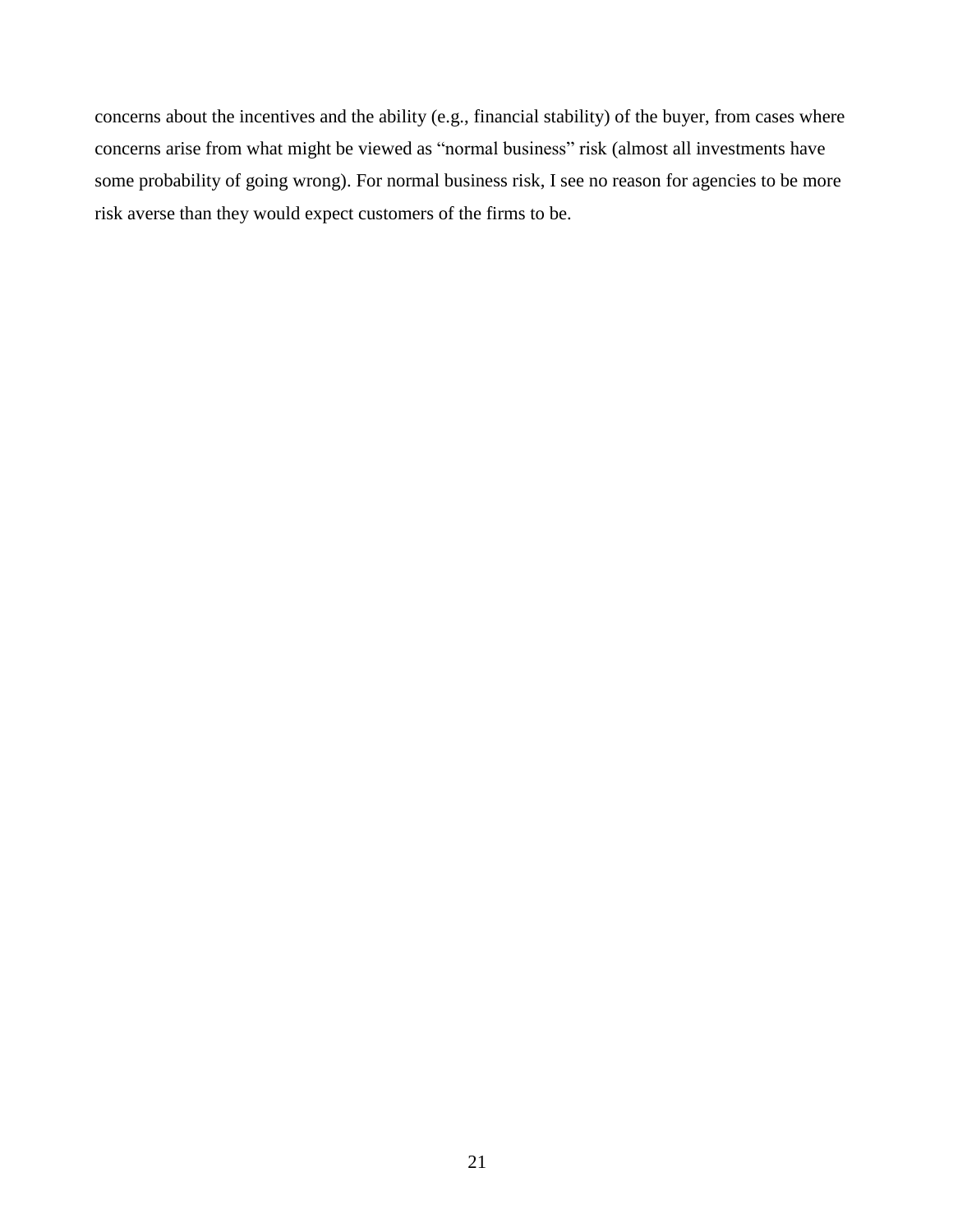concerns about the incentives and the ability (e.g., financial stability) of the buyer, from cases where concerns arise from what might be viewed as "normal business" risk (almost all investments have some probability of going wrong). For normal business risk, I see no reason for agencies to be more risk averse than they would expect customers of the firms to be.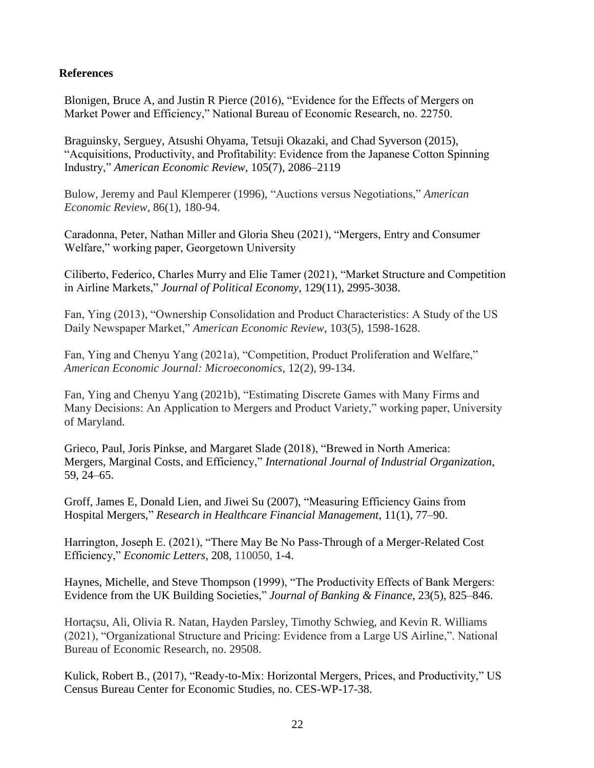## References

Blonigen, Bruce A, and Justin R Pierce (2016), "Evidence for the Effects of Mergers on Market Power and Efficiency," National Bureau of Economic Research, no. 22750.

Braguinsky, Serguey, Atsushi Ohyama, Tetsuji Okazaki, and Chad Syverson (2015), "Acquisitions, Productivity, and Profitability: Evidence from the Japanese Cotton Spinning Industry," *American Economic Review*, 105(7), 2086–2119

Bulow, Jeremy and Paul Klemperer (1996), "Auctions versus Negotiations," *American Economic Review*, 86(1), 180-94.

Caradonna, Peter, Nathan Miller and Gloria Sheu (2021), "Mergers, Entry and Consumer Welfare," working paper, Georgetown University

Ciliberto, Federico, Charles Murry and Elie Tamer (2021), "Market Structure and Competition in Airline Markets," *Journal of Political Economy*, 129(11), 2995-3038.

Fan, Ying (2013), "Ownership Consolidation and Product Characteristics: A Study of the US Daily Newspaper Market," *American Economic Review*, 103(5), 1598-1628.

Fan, Ying and Chenyu Yang (2021a), "Competition, Product Proliferation and Welfare," *American Economic Journal: Microeconomics*, 12(2), 99-134.

Fan, Ying and Chenyu Yang (2021b), "Estimating Discrete Games with Many Firms and Many Decisions: An Application to Mergers and Product Variety," working paper, University of Maryland.

Grieco, Paul, Joris Pinkse, and Margaret Slade (2018), "Brewed in North America: Mergers, Marginal Costs, and Efficiency," *International Journal of Industrial Organization*, 59, 24–65.

Groff, James E, Donald Lien, and Jiwei Su (2007), "Measuring Efficiency Gains from Hospital Mergers," *Research in Healthcare Financial Management*, 11(1), 77–90.

Harrington, Joseph E. (2021), "There May Be No Pass-Through of a Merger-Related Cost Efficiency," *Economic Letters*, 208, 110050, 1-4.

Haynes, Michelle, and Steve Thompson (1999), "The Productivity Effects of Bank Mergers: Evidence from the UK Building Societies," *Journal of Banking & Finance*, 23(5), 825–846.

Hortaçsu, Ali, Olivia R. Natan, Hayden Parsley, Timothy Schwieg, and Kevin R. Williams (2021), "Organizational Structure and Pricing: Evidence from a Large US Airline,". National Bureau of Economic Research, no. 29508.

Kulick, Robert B., (2017), "Ready-to-Mix: Horizontal Mergers, Prices, and Productivity," US Census Bureau Center for Economic Studies, no. CES-WP-17-38.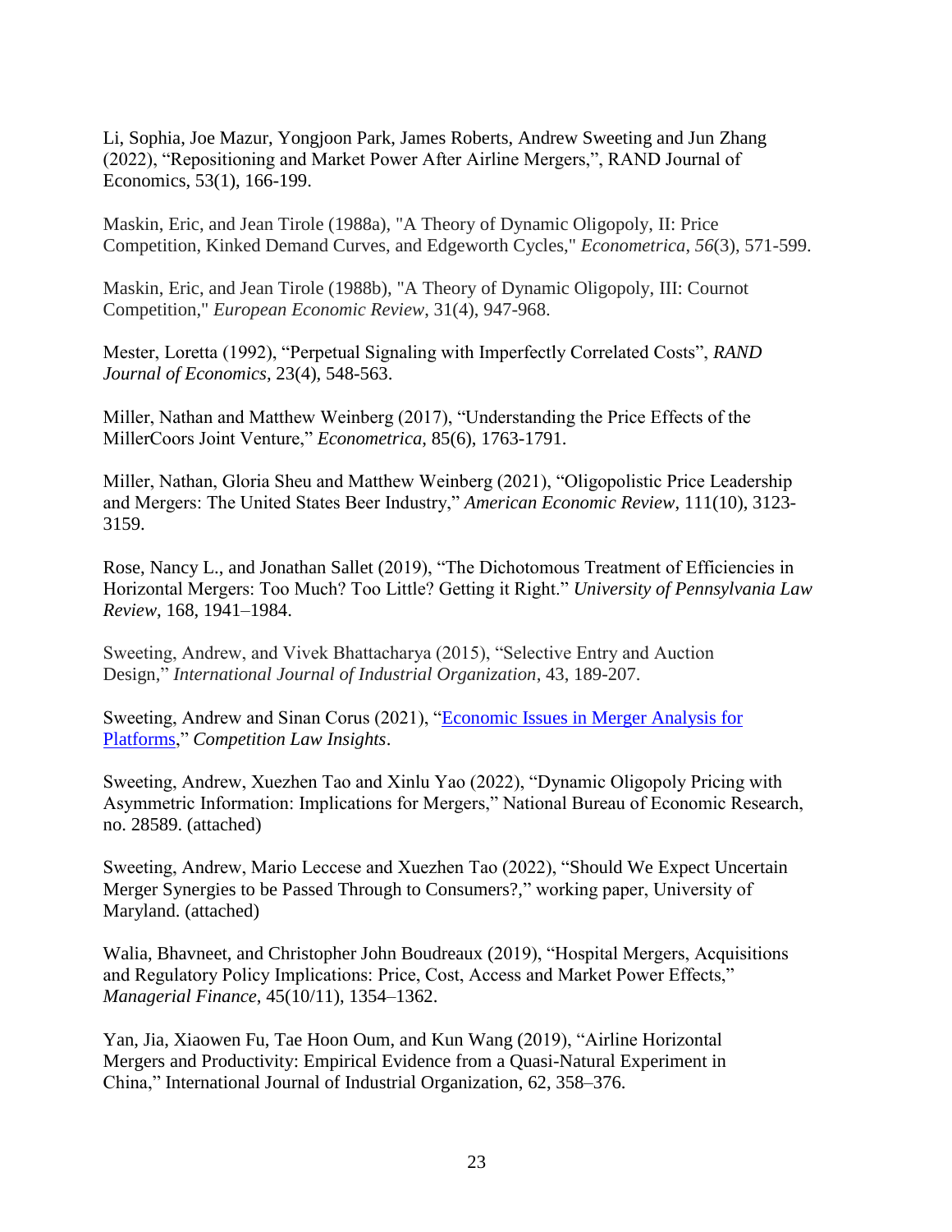Li, Sophia, Joe Mazur, Yongjoon Park, James Roberts, Andrew Sweeting and Jun Zhang (2022), "Repositioning and Market Power After Airline Mergers,", RAND Journal of Economics, 53(1), 166-199.

Maskin, Eric, and Jean Tirole (1988a), "A Theory of Dynamic Oligopoly, II: Price Competition, Kinked Demand Curves, and Edgeworth Cycles," *Econometrica*, *56*(3), 571-599.

Maskin, Eric, and Jean Tirole (1988b), "A Theory of Dynamic Oligopoly, III: Cournot Competition," *European Economic Review*, 31(4), 947-968.

Mester, Loretta (1992), "Perpetual Signaling with Imperfectly Correlated Costs", *RAND Journal of Economics*, 23(4), 548-563.

Miller, Nathan and Matthew Weinberg (2017), "Understanding the Price Effects of the MillerCoors Joint Venture," *Econometrica*, 85(6), 1763-1791.

Miller, Nathan, Gloria Sheu and Matthew Weinberg (2021), "Oligopolistic Price Leadership and Mergers: The United States Beer Industry," *American Economic Review*, 111(10), 3123-3159.

Rose, Nancy L., and Jonathan Sallet (2019), "The Dichotomous Treatment of Efficiencies in Horizontal Mergers: Too Much? Too Little? Getting it Right." *University of Pennsylvania Law Review*, 168, 1941–1984.

Sweeting, Andrew, and Vivek Bhattacharya (2015), "Selective Entry and Auction Design," *International Journal of Industrial Organization*, 43, 189-207.

Sweeting, Andrew and Sinan Corus (2021), "Economic Issues in Merger Analysis for Platforms," *Competition Law Insights*.

Sweeting, Andrew, Xuezhen Tao and Xinlu Yao (2022), "Dynamic Oligopoly Pricing with Asymmetric Information: Implications for Mergers," National Bureau of Economic Research, no. 28589. (attached)

Sweeting, Andrew, Mario Leccese and Xuezhen Tao (2022), "Should We Expect Uncertain Merger Synergies to be Passed Through to Consumers?," working paper, University of Maryland. (attached)

Walia, Bhavneet, and Christopher John Boudreaux (2019), "Hospital Mergers, Acquisitions and Regulatory Policy Implications: Price, Cost, Access and Market Power Effects," *Managerial Finance*, 45(10/11), 1354–1362.

Yan, Jia, Xiaowen Fu, Tae Hoon Oum, and Kun Wang (2019), "Airline Horizontal Mergers and Productivity: Empirical Evidence from a Quasi-Natural Experiment in China," International Journal of Industrial Organization, 62, 358–376.